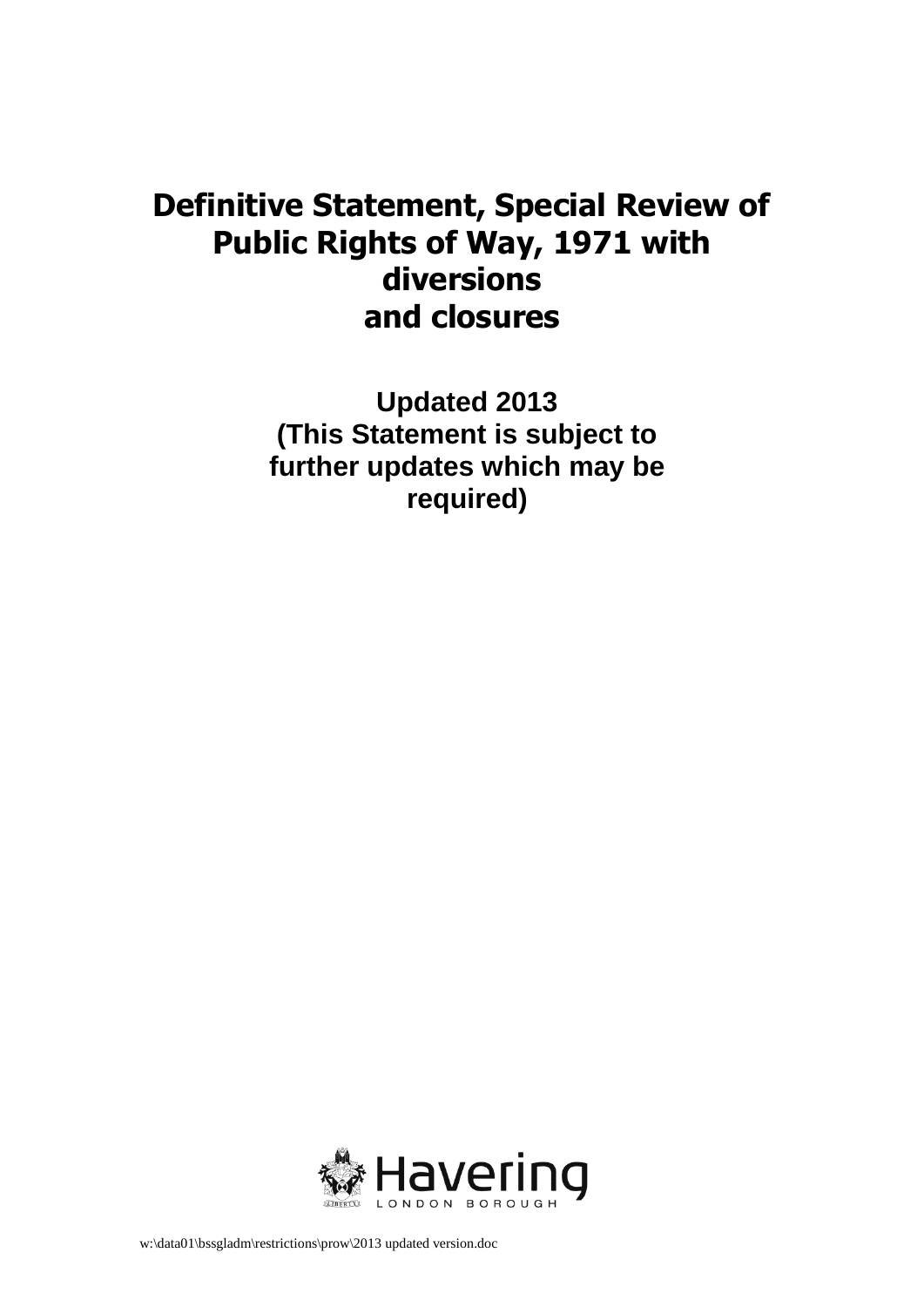# Definitive Statement, Special Review of Public Rights of Way, 1971 with diversions and closures

**Updated 2013**
**(This Statement is subject to further updates which may be required)**

Havering
LONDON BOROUGH

w:\data01\bssgladm\restrictions\prow\2013 updated version.doc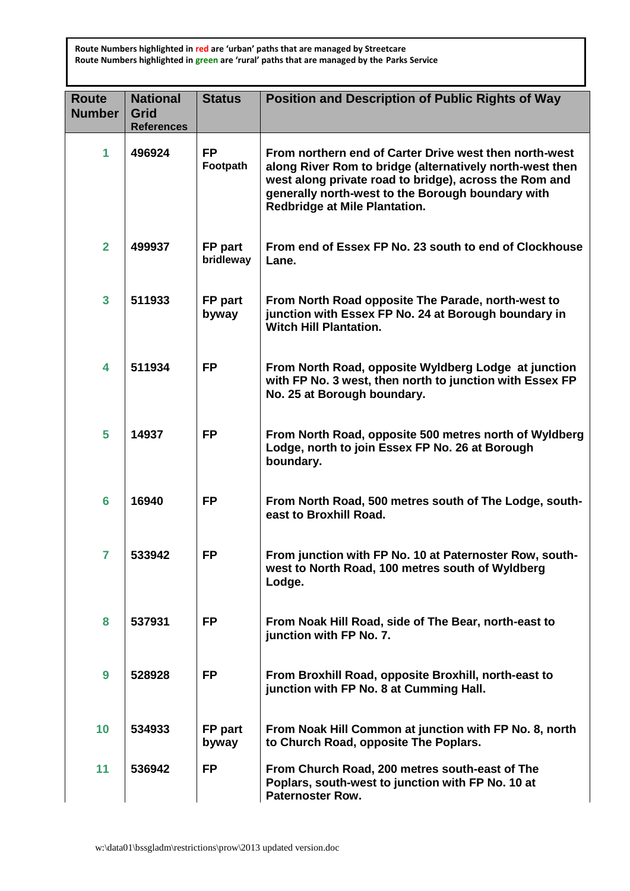**Route Numbers highlighted in red are 'urban' paths that are managed by Streetcare**
**Route Numbers highlighted in green are 'rural' paths that are managed by the Parks Service**

| Route Number | National Grid References | Status | Position and Description of Public Rights of Way |
|---|---|---|---|
| 1 | 496924 | FP Footpath | From northern end of Carter Drive west then north-west along River Rom to bridge (alternatively north-west then west along private road to bridge), across the Rom and generally north-west to the Borough boundary with Redbridge at Mile Plantation. |
| 2 | 499937 | FP part bridleway | From end of Essex FP No. 23 south to end of Clockhouse Lane. |
| 3 | 511933 | FP part byway | From North Road opposite The Parade, north-west to junction with Essex FP No. 24 at Borough boundary in Witch Hill Plantation. |
| 4 | 511934 | FP | From North Road, opposite Wyldberg Lodge at junction with FP No. 3 west, then north to junction with Essex FP No. 25 at Borough boundary. |
| 5 | 14937 | FP | From North Road, opposite 500 metres north of Wyldberg Lodge, north to join Essex FP No. 26 at Borough boundary. |
| 6 | 16940 | FP | From North Road, 500 metres south of The Lodge, south-east to Broxhill Road. |
| 7 | 533942 | FP | From junction with FP No. 10 at Paternoster Row, south-west to North Road, 100 metres south of Wyldberg Lodge. |
| 8 | 537931 | FP | From Noak Hill Road, side of The Bear, north-east to junction with FP No. 7. |
| 9 | 528928 | FP | From Broxhill Road, opposite Broxhill, north-east to junction with FP No. 8 at Cumming Hall. |
| 10 | 534933 | FP part byway | From Noak Hill Common at junction with FP No. 8, north to Church Road, opposite The Poplars. |
| 11 | 536942 | FP | From Church Road, 200 metres south-east of The Poplars, south-west to junction with FP No. 10 at Paternoster Row. |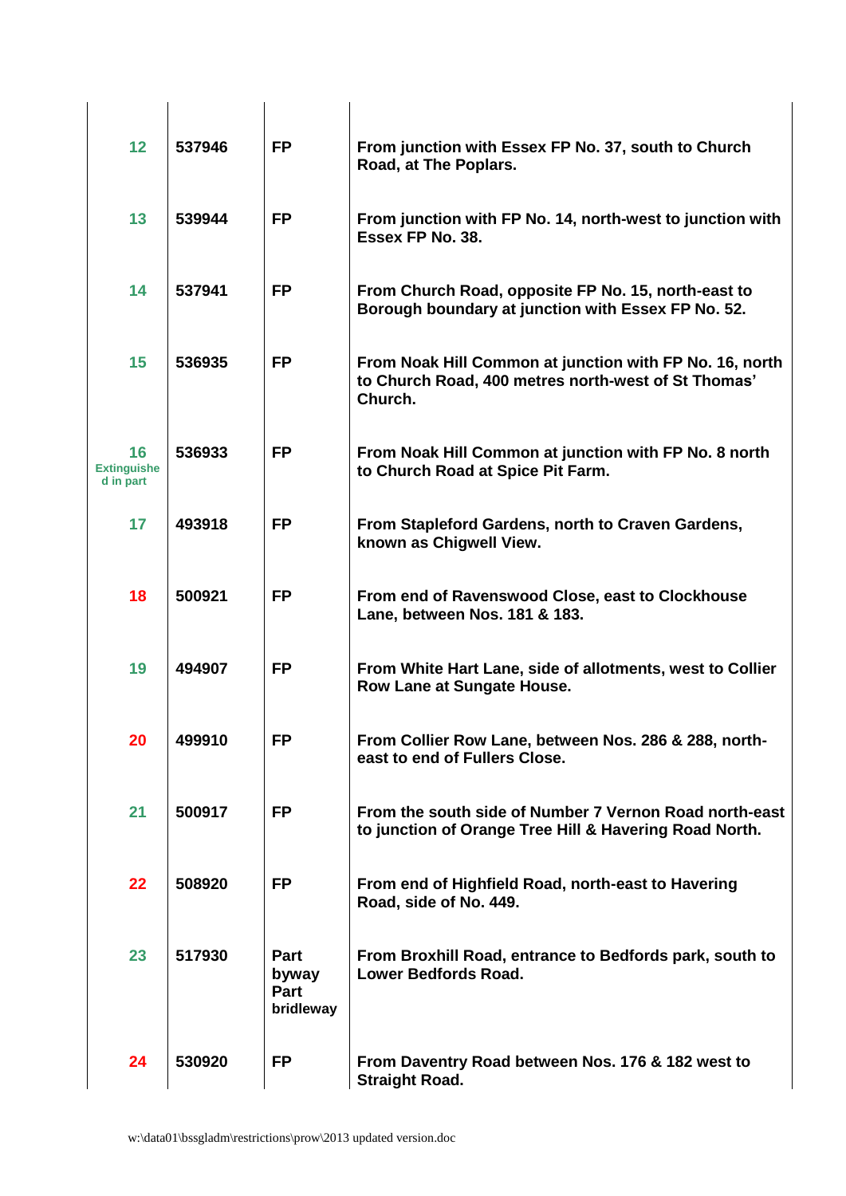| | | | |
|---|---|---|---|
| 12 | 537946 | FP | From junction with Essex FP No. 37, south to Church Road, at The Poplars. |
| 13 | 539944 | FP | From junction with FP No. 14, north-west to junction with Essex FP No. 38. |
| 14 | 537941 | FP | From Church Road, opposite FP No. 15, north-east to Borough boundary at junction with Essex FP No. 52. |
| 15 | 536935 | FP | From Noak Hill Common at junction with FP No. 16, north to Church Road, 400 metres north-west of St Thomas' Church. |
| 16 Extinguished in part | 536933 | FP | From Noak Hill Common at junction with FP No. 8 north to Church Road at Spice Pit Farm. |
| 17 | 493918 | FP | From Stapleford Gardens, north to Craven Gardens, known as Chigwell View. |
| 18 | 500921 | FP | From end of Ravenswood Close, east to Clockhouse Lane, between Nos. 181 & 183. |
| 19 | 494907 | FP | From White Hart Lane, side of allotments, west to Collier Row Lane at Sungate House. |
| 20 | 499910 | FP | From Collier Row Lane, between Nos. 286 & 288, north-east to end of Fullers Close. |
| 21 | 500917 | FP | From the south side of Number 7 Vernon Road north-east to junction of Orange Tree Hill & Havering Road North. |
| 22 | 508920 | FP | From end of Highfield Road, north-east to Havering Road, side of No. 449. |
| 23 | 517930 | Part byway Part bridleway | From Broxhill Road, entrance to Bedfords park, south to Lower Bedfords Road. |
| 24 | 530920 | FP | From Daventry Road between Nos. 176 & 182 west to Straight Road. |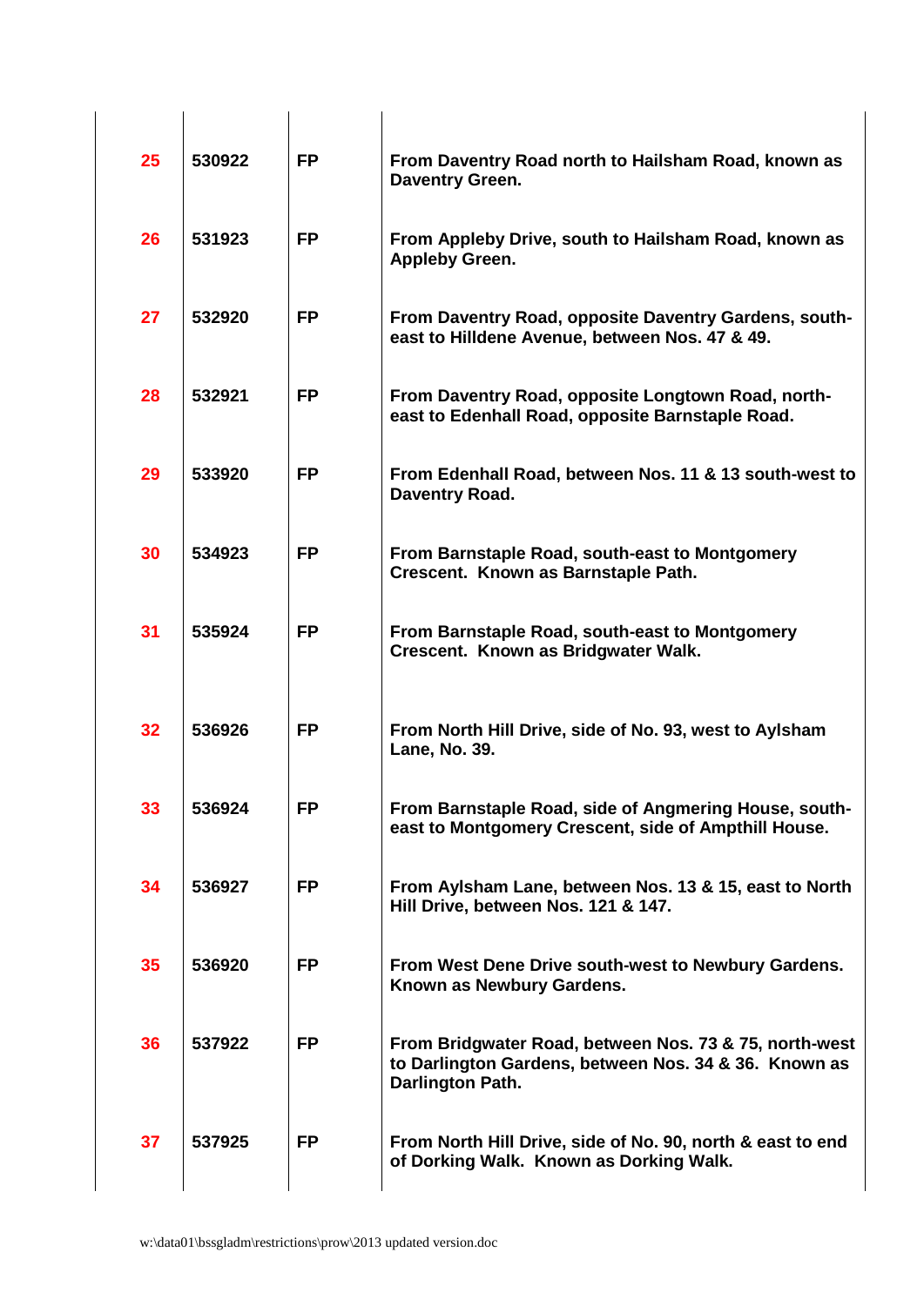| | | | |
|---|---|---|---|
| 25 | 530922 | FP | From Daventry Road north to Hailsham Road, known as Daventry Green. |
| 26 | 531923 | FP | From Appleby Drive, south to Hailsham Road, known as Appleby Green. |
| 27 | 532920 | FP | From Daventry Road, opposite Daventry Gardens, south-east to Hilldene Avenue, between Nos. 47 & 49. |
| 28 | 532921 | FP | From Daventry Road, opposite Longtown Road, north-east to Edenhall Road, opposite Barnstaple Road. |
| 29 | 533920 | FP | From Edenhall Road, between Nos. 11 & 13 south-west to Daventry Road. |
| 30 | 534923 | FP | From Barnstaple Road, south-east to Montgomery Crescent. Known as Barnstaple Path. |
| 31 | 535924 | FP | From Barnstaple Road, south-east to Montgomery Crescent. Known as Bridgwater Walk. |
| 32 | 536926 | FP | From North Hill Drive, side of No. 93, west to Aylsham Lane, No. 39. |
| 33 | 536924 | FP | From Barnstaple Road, side of Angmering House, south-east to Montgomery Crescent, side of Ampthill House. |
| 34 | 536927 | FP | From Aylsham Lane, between Nos. 13 & 15, east to North Hill Drive, between Nos. 121 & 147. |
| 35 | 536920 | FP | From West Dene Drive south-west to Newbury Gardens. Known as Newbury Gardens. |
| 36 | 537922 | FP | From Bridgwater Road, between Nos. 73 & 75, north-west to Darlington Gardens, between Nos. 34 & 36. Known as Darlington Path. |
| 37 | 537925 | FP | From North Hill Drive, side of No. 90, north & east to end of Dorking Walk. Known as Dorking Walk. |

w:\data01\bssgladm\restrictions\prow\2013 updated version.doc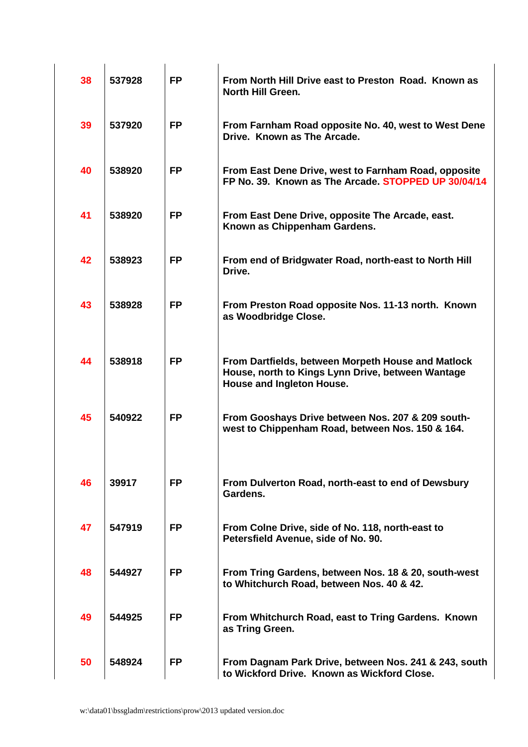| 38 | 537928 | FP | From North Hill Drive east to Preston Road. Known as North Hill Green. |
|---|---|---|---|
| 39 | 537920 | FP | From Farnham Road opposite No. 40, west to West Dene Drive. Known as The Arcade. |
| 40 | 538920 | FP | From East Dene Drive, west to Farnham Road, opposite FP No. 39. Known as The Arcade. STOPPED UP 30/04/14 |
| 41 | 538920 | FP | From East Dene Drive, opposite The Arcade, east. Known as Chippenham Gardens. |
| 42 | 538923 | FP | From end of Bridgwater Road, north-east to North Hill Drive. |
| 43 | 538928 | FP | From Preston Road opposite Nos. 11-13 north. Known as Woodbridge Close. |
| 44 | 538918 | FP | From Dartfields, between Morpeth House and Matlock House, north to Kings Lynn Drive, between Wantage House and Ingleton House. |
| 45 | 540922 | FP | From Gooshays Drive between Nos. 207 & 209 south-west to Chippenham Road, between Nos. 150 & 164. |
| 46 | 39917 | FP | From Dulverton Road, north-east to end of Dewsbury Gardens. |
| 47 | 547919 | FP | From Colne Drive, side of No. 118, north-east to Petersfield Avenue, side of No. 90. |
| 48 | 544927 | FP | From Tring Gardens, between Nos. 18 & 20, south-west to Whitchurch Road, between Nos. 40 & 42. |
| 49 | 544925 | FP | From Whitchurch Road, east to Tring Gardens. Known as Tring Green. |
| 50 | 548924 | FP | From Dagnam Park Drive, between Nos. 241 & 243, south to Wickford Drive. Known as Wickford Close. |

w:\data01\bssgladm\restrictions\prow\2013 updated version.doc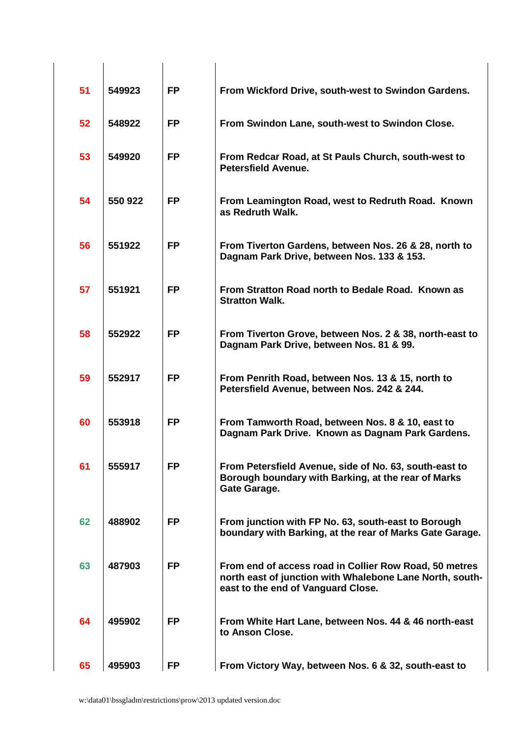| | | | |
|---|---|---|---|
| **51** | **549923** | **FP** | **From Wickford Drive, south-west to Swindon Gardens.** |
| **52** | **548922** | **FP** | **From Swindon Lane, south-west to Swindon Close.** |
| **53** | **549920** | **FP** | **From Redcar Road, at St Pauls Church, south-west to Petersfield Avenue.** |
| **54** | **550 922** | **FP** | **From Leamington Road, west to Redruth Road. Known as Redruth Walk.** |
| **56** | **551922** | **FP** | **From Tiverton Gardens, between Nos. 26 & 28, north to Dagnam Park Drive, between Nos. 133 & 153.** |
| **57** | **551921** | **FP** | **From Stratton Road north to Bedale Road. Known as Stratton Walk.** |
| **58** | **552922** | **FP** | **From Tiverton Grove, between Nos. 2 & 38, north-east to Dagnam Park Drive, between Nos. 81 & 99.** |
| **59** | **552917** | **FP** | **From Penrith Road, between Nos. 13 & 15, north to Petersfield Avenue, between Nos. 242 & 244.** |
| **60** | **553918** | **FP** | **From Tamworth Road, between Nos. 8 & 10, east to Dagnam Park Drive. Known as Dagnam Park Gardens.** |
| **61** | **555917** | **FP** | **From Petersfield Avenue, side of No. 63, south-east to Borough boundary with Barking, at the rear of Marks Gate Garage.** |
| **62** | **488902** | **FP** | **From junction with FP No. 63, south-east to Borough boundary with Barking, at the rear of Marks Gate Garage.** |
| **63** | **487903** | **FP** | **From end of access road in Collier Row Road, 50 metres north east of junction with Whalebone Lane North, south-east to the end of Vanguard Close.** |
| **64** | **495902** | **FP** | **From White Hart Lane, between Nos. 44 & 46 north-east to Anson Close.** |
| **65** | **495903** | **FP** | **From Victory Way, between Nos. 6 & 32, south-east to** |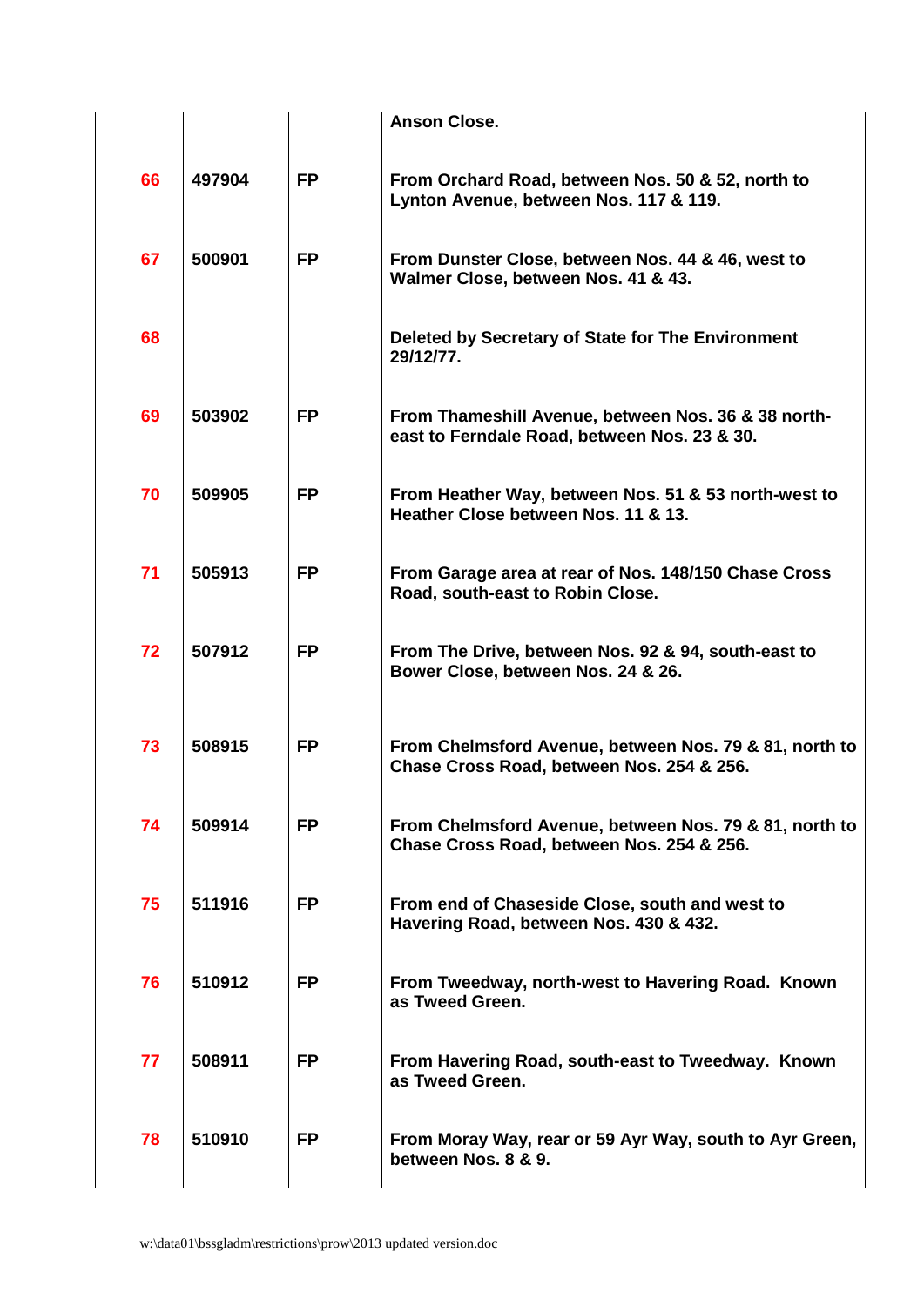| | | | |
|---|---|---|---|
| | | | **Anson Close.** |
| **66** | **497904** | **FP** | **From Orchard Road, between Nos. 50 & 52, north to Lynton Avenue, between Nos. 117 & 119.** |
| **67** | **500901** | **FP** | **From Dunster Close, between Nos. 44 & 46, west to Walmer Close, between Nos. 41 & 43.** |
| **68** | | | **Deleted by Secretary of State for The Environment 29/12/77.** |
| **69** | **503902** | **FP** | **From Thameshill Avenue, between Nos. 36 & 38 north-east to Ferndale Road, between Nos. 23 & 30.** |
| **70** | **509905** | **FP** | **From Heather Way, between Nos. 51 & 53 north-west to Heather Close between Nos. 11 & 13.** |
| **71** | **505913** | **FP** | **From Garage area at rear of Nos. 148/150 Chase Cross Road, south-east to Robin Close.** |
| **72** | **507912** | **FP** | **From The Drive, between Nos. 92 & 94, south-east to Bower Close, between Nos. 24 & 26.** |
| **73** | **508915** | **FP** | **From Chelmsford Avenue, between Nos. 79 & 81, north to Chase Cross Road, between Nos. 254 & 256.** |
| **74** | **509914** | **FP** | **From Chelmsford Avenue, between Nos. 79 & 81, north to Chase Cross Road, between Nos. 254 & 256.** |
| **75** | **511916** | **FP** | **From end of Chaseside Close, south and west to Havering Road, between Nos. 430 & 432.** |
| **76** | **510912** | **FP** | **From Tweedway, north-west to Havering Road. Known as Tweed Green.** |
| **77** | **508911** | **FP** | **From Havering Road, south-east to Tweedway. Known as Tweed Green.** |
| **78** | **510910** | **FP** | **From Moray Way, rear or 59 Ayr Way, south to Ayr Green, between Nos. 8 & 9.** |

w:\data01\bssgladm\restrictions\prow\2013 updated version.doc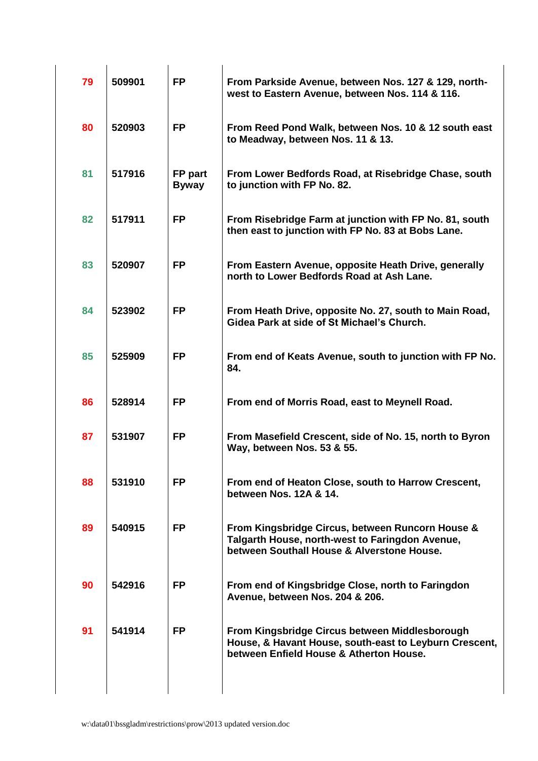| | | | |
|---|---|---|---|
| 79 | 509901 | FP | From Parkside Avenue, between Nos. 127 & 129, north-west to Eastern Avenue, between Nos. 114 & 116. |
| 80 | 520903 | FP | From Reed Pond Walk, between Nos. 10 & 12 south east to Meadway, between Nos. 11 & 13. |
| 81 | 517916 | FP part Byway | From Lower Bedfords Road, at Risebridge Chase, south to junction with FP No. 82. |
| 82 | 517911 | FP | From Risebridge Farm at junction with FP No. 81, south then east to junction with FP No. 83 at Bobs Lane. |
| 83 | 520907 | FP | From Eastern Avenue, opposite Heath Drive, generally north to Lower Bedfords Road at Ash Lane. |
| 84 | 523902 | FP | From Heath Drive, opposite No. 27, south to Main Road, Gidea Park at side of St Michael's Church. |
| 85 | 525909 | FP | From end of Keats Avenue, south to junction with FP No. 84. |
| 86 | 528914 | FP | From end of Morris Road, east to Meynell Road. |
| 87 | 531907 | FP | From Masefield Crescent, side of No. 15, north to Byron Way, between Nos. 53 & 55. |
| 88 | 531910 | FP | From end of Heaton Close, south to Harrow Crescent, between Nos. 12A & 14. |
| 89 | 540915 | FP | From Kingsbridge Circus, between Runcorn House & Talgarth House, north-west to Faringdon Avenue, between Southall House & Alverstone House. |
| 90 | 542916 | FP | From end of Kingsbridge Close, north to Faringdon Avenue, between Nos. 204 & 206. |
| 91 | 541914 | FP | From Kingsbridge Circus between Middlesborough House, & Havant House, south-east to Leyburn Crescent, between Enfield House & Atherton House. |

w:\data01\bssgladm\restrictions\prow\2013 updated version.doc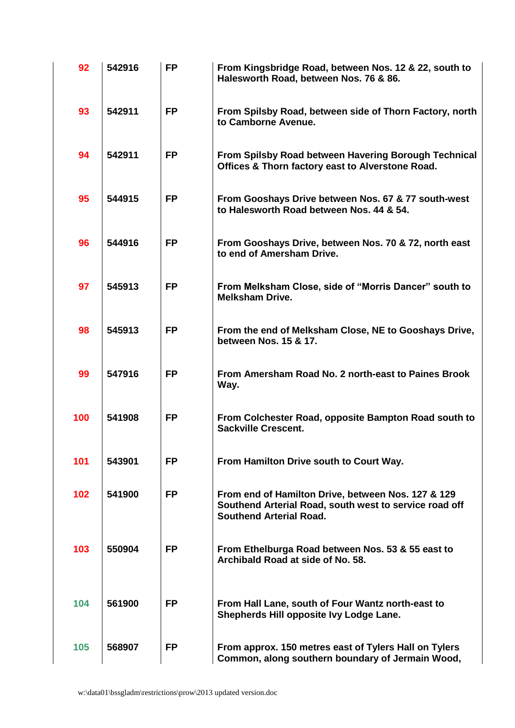| | | | |
|---|---|---|---|
| **92** | **542916** | **FP** | **From Kingsbridge Road, between Nos. 12 & 22, south to Halesworth Road, between Nos. 76 & 86.** |
| **93** | **542911** | **FP** | **From Spilsby Road, between side of Thorn Factory, north to Camborne Avenue.** |
| **94** | **542911** | **FP** | **From Spilsby Road between Havering Borough Technical Offices & Thorn factory east to Alverstone Road.** |
| **95** | **544915** | **FP** | **From Gooshays Drive between Nos. 67 & 77 south-west to Halesworth Road between Nos. 44 & 54.** |
| **96** | **544916** | **FP** | **From Gooshays Drive, between Nos. 70 & 72, north east to end of Amersham Drive.** |
| **97** | **545913** | **FP** | **From Melksham Close, side of "Morris Dancer" south to Melksham Drive.** |
| **98** | **545913** | **FP** | **From the end of Melksham Close, NE to Gooshays Drive, between Nos. 15 & 17.** |
| **99** | **547916** | **FP** | **From Amersham Road No. 2 north-east to Paines Brook Way.** |
| **100** | **541908** | **FP** | **From Colchester Road, opposite Bampton Road south to Sackville Crescent.** |
| **101** | **543901** | **FP** | **From Hamilton Drive south to Court Way.** |
| **102** | **541900** | **FP** | **From end of Hamilton Drive, between Nos. 127 & 129 Southend Arterial Road, south west to service road off Southend Arterial Road.** |
| **103** | **550904** | **FP** | **From Ethelburga Road between Nos. 53 & 55 east to Archibald Road at side of No. 58.** |
| **104** | **561900** | **FP** | **From Hall Lane, south of Four Wantz north-east to Shepherds Hill opposite Ivy Lodge Lane.** |
| **105** | **568907** | **FP** | **From approx. 150 metres east of Tylers Hall on Tylers Common, along southern boundary of Jermain Wood,** |

w:\data01\bssgladm\restrictions\prow\2013 updated version.doc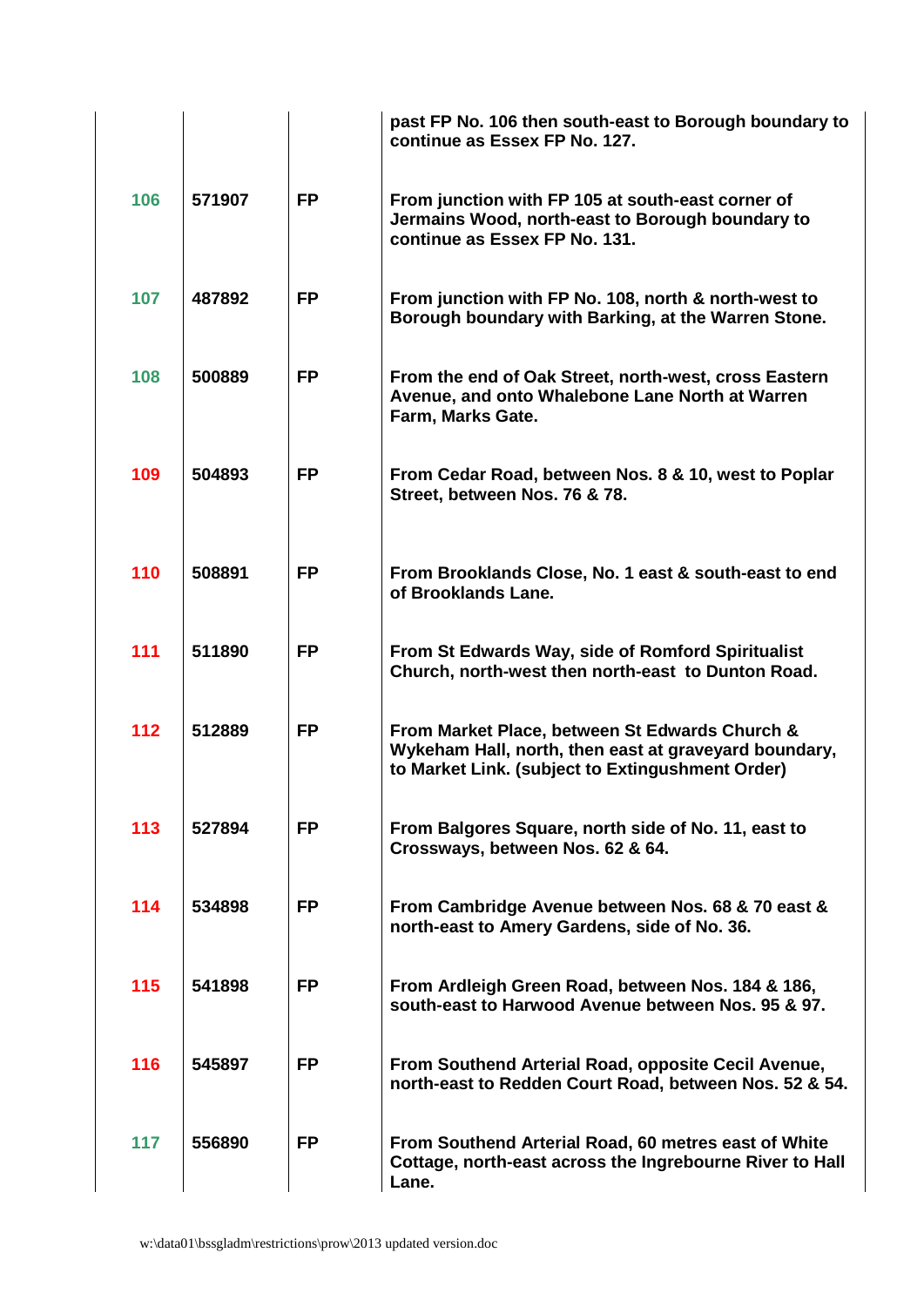| | | | |
|---|---|---|---|
| | | | **past FP No. 106 then south-east to Borough boundary to continue as Essex FP No. 127.** |
| **106** | **571907** | **FP** | **From junction with FP 105 at south-east corner of Jermains Wood, north-east to Borough boundary to continue as Essex FP No. 131.** |
| **107** | **487892** | **FP** | **From junction with FP No. 108, north & north-west to Borough boundary with Barking, at the Warren Stone.** |
| **108** | **500889** | **FP** | **From the end of Oak Street, north-west, cross Eastern Avenue, and onto Whalebone Lane North at Warren Farm, Marks Gate.** |
| **109** | **504893** | **FP** | **From Cedar Road, between Nos. 8 & 10, west to Poplar Street, between Nos. 76 & 78.** |
| **110** | **508891** | **FP** | **From Brooklands Close, No. 1 east & south-east to end of Brooklands Lane.** |
| **111** | **511890** | **FP** | **From St Edwards Way, side of Romford Spiritualist Church, north-west then north-east to Dunton Road.** |
| **112** | **512889** | **FP** | **From Market Place, between St Edwards Church & Wykeham Hall, north, then east at graveyard boundary, to Market Link. (subject to Extingushment Order)** |
| **113** | **527894** | **FP** | **From Balgores Square, north side of No. 11, east to Crossways, between Nos. 62 & 64.** |
| **114** | **534898** | **FP** | **From Cambridge Avenue between Nos. 68 & 70 east & north-east to Amery Gardens, side of No. 36.** |
| **115** | **541898** | **FP** | **From Ardleigh Green Road, between Nos. 184 & 186, south-east to Harwood Avenue between Nos. 95 & 97.** |
| **116** | **545897** | **FP** | **From Southend Arterial Road, opposite Cecil Avenue, north-east to Redden Court Road, between Nos. 52 & 54.** |
| **117** | **556890** | **FP** | **From Southend Arterial Road, 60 metres east of White Cottage, north-east across the Ingrebourne River to Hall Lane.** |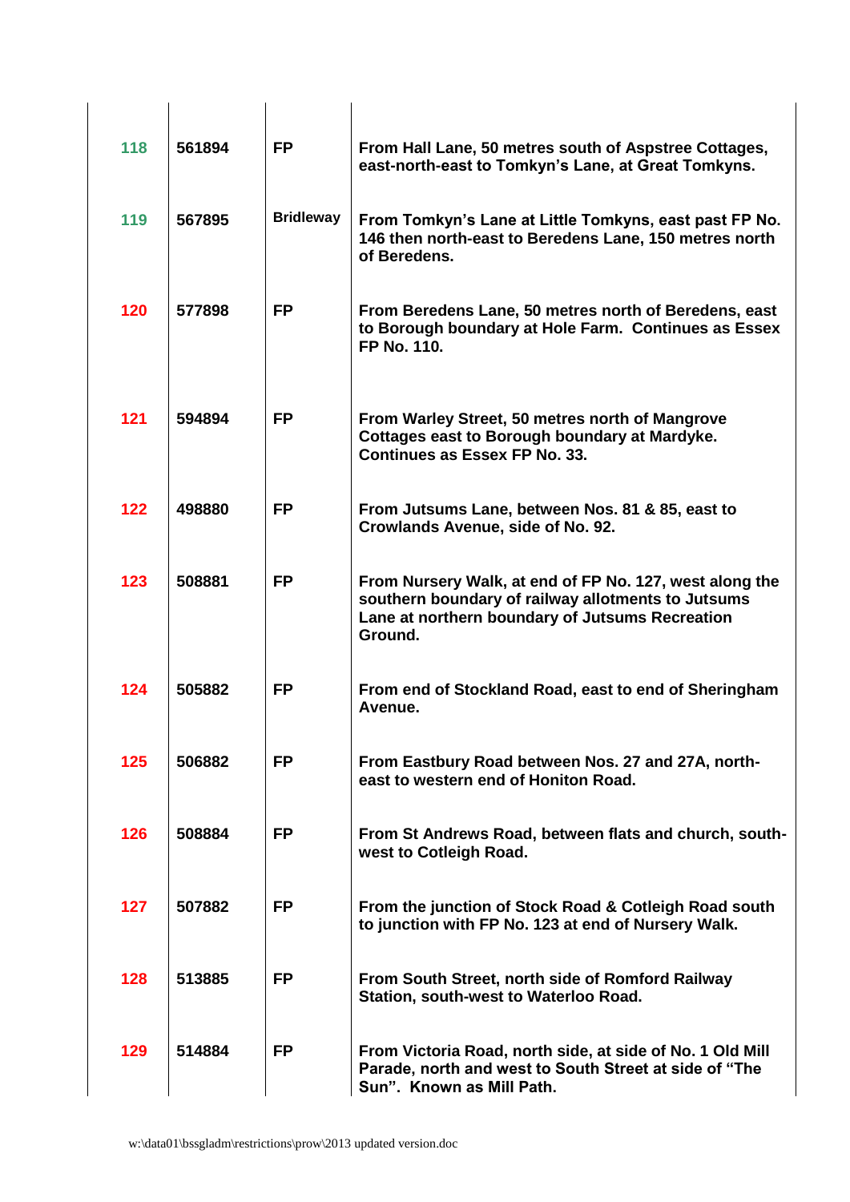| | | | |
|---|---|---|---|
| **118** | **561894** | **FP** | **From Hall Lane, 50 metres south of Aspstree Cottages, east-north-east to Tomkyn's Lane, at Great Tomkyns.** |
| **119** | **567895** | **Bridleway** | **From Tomkyn's Lane at Little Tomkyns, east past FP No. 146 then north-east to Beredens Lane, 150 metres north of Beredens.** |
| **120** | **577898** | **FP** | **From Beredens Lane, 50 metres north of Beredens, east to Borough boundary at Hole Farm. Continues as Essex FP No. 110.** |
| **121** | **594894** | **FP** | **From Warley Street, 50 metres north of Mangrove Cottages east to Borough boundary at Mardyke. Continues as Essex FP No. 33.** |
| **122** | **498880** | **FP** | **From Jutsums Lane, between Nos. 81 & 85, east to Crowlands Avenue, side of No. 92.** |
| **123** | **508881** | **FP** | **From Nursery Walk, at end of FP No. 127, west along the southern boundary of railway allotments to Jutsums Lane at northern boundary of Jutsums Recreation Ground.** |
| **124** | **505882** | **FP** | **From end of Stockland Road, east to end of Sheringham Avenue.** |
| **125** | **506882** | **FP** | **From Eastbury Road between Nos. 27 and 27A, north-east to western end of Honiton Road.** |
| **126** | **508884** | **FP** | **From St Andrews Road, between flats and church, south-west to Cotleigh Road.** |
| **127** | **507882** | **FP** | **From the junction of Stock Road & Cotleigh Road south to junction with FP No. 123 at end of Nursery Walk.** |
| **128** | **513885** | **FP** | **From South Street, north side of Romford Railway Station, south-west to Waterloo Road.** |
| **129** | **514884** | **FP** | **From Victoria Road, north side, at side of No. 1 Old Mill Parade, north and west to South Street at side of "The Sun". Known as Mill Path.** |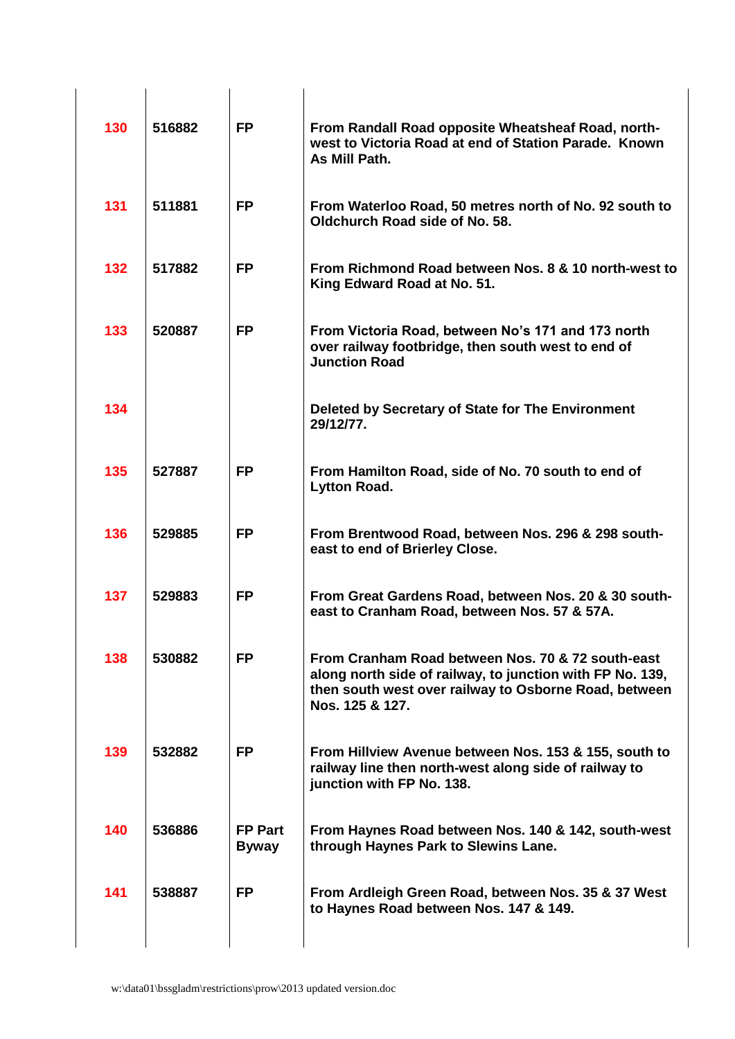| | | | |
|---|---|---|---|
| **130** | **516882** | **FP** | **From Randall Road opposite Wheatsheaf Road, north-west to Victoria Road at end of Station Parade. Known As Mill Path.** |
| **131** | **511881** | **FP** | **From Waterloo Road, 50 metres north of No. 92 south to Oldchurch Road side of No. 58.** |
| **132** | **517882** | **FP** | **From Richmond Road between Nos. 8 & 10 north-west to King Edward Road at No. 51.** |
| **133** | **520887** | **FP** | **From Victoria Road, between No's 171 and 173 north over railway footbridge, then south west to end of Junction Road** |
| **134** | | | **Deleted by Secretary of State for The Environment 29/12/77.** |
| **135** | **527887** | **FP** | **From Hamilton Road, side of No. 70 south to end of Lytton Road.** |
| **136** | **529885** | **FP** | **From Brentwood Road, between Nos. 296 & 298 south-east to end of Brierley Close.** |
| **137** | **529883** | **FP** | **From Great Gardens Road, between Nos. 20 & 30 south-east to Cranham Road, between Nos. 57 & 57A.** |
| **138** | **530882** | **FP** | **From Cranham Road between Nos. 70 & 72 south-east along north side of railway, to junction with FP No. 139, then south west over railway to Osborne Road, between Nos. 125 & 127.** |
| **139** | **532882** | **FP** | **From Hillview Avenue between Nos. 153 & 155, south to railway line then north-west along side of railway to junction with FP No. 138.** |
| **140** | **536886** | **FP Part Byway** | **From Haynes Road between Nos. 140 & 142, south-west through Haynes Park to Slewins Lane.** |
| **141** | **538887** | **FP** | **From Ardleigh Green Road, between Nos. 35 & 37 West to Haynes Road between Nos. 147 & 149.** |

w:\data01\bssgladm\restrictions\prow\2013 updated version.doc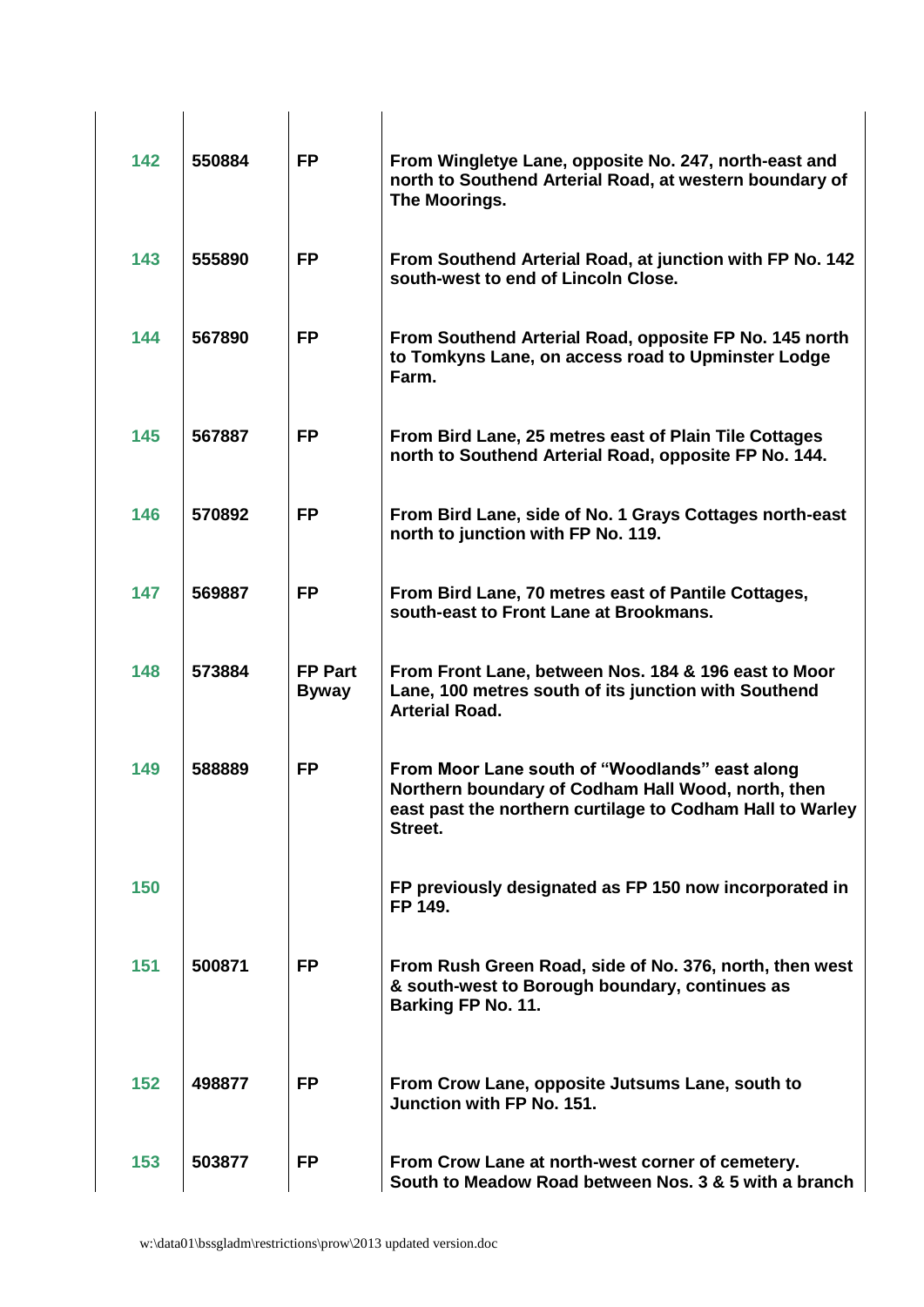| | | | |
|---|---|---|---|
| 142 | 550884 | FP | From Wingletye Lane, opposite No. 247, north-east and north to Southend Arterial Road, at western boundary of The Moorings. |
| 143 | 555890 | FP | From Southend Arterial Road, at junction with FP No. 142 south-west to end of Lincoln Close. |
| 144 | 567890 | FP | From Southend Arterial Road, opposite FP No. 145 north to Tomkyns Lane, on access road to Upminster Lodge Farm. |
| 145 | 567887 | FP | From Bird Lane, 25 metres east of Plain Tile Cottages north to Southend Arterial Road, opposite FP No. 144. |
| 146 | 570892 | FP | From Bird Lane, side of No. 1 Grays Cottages north-east north to junction with FP No. 119. |
| 147 | 569887 | FP | From Bird Lane, 70 metres east of Pantile Cottages, south-east to Front Lane at Brookmans. |
| 148 | 573884 | FP Part Byway | From Front Lane, between Nos. 184 & 196 east to Moor Lane, 100 metres south of its junction with Southend Arterial Road. |
| 149 | 588889 | FP | From Moor Lane south of "Woodlands" east along Northern boundary of Codham Hall Wood, north, then east past the northern curtilage to Codham Hall to Warley Street. |
| 150 | | | FP previously designated as FP 150 now incorporated in FP 149. |
| 151 | 500871 | FP | From Rush Green Road, side of No. 376, north, then west & south-west to Borough boundary, continues as Barking FP No. 11. |
| 152 | 498877 | FP | From Crow Lane, opposite Jutsums Lane, south to Junction with FP No. 151. |
| 153 | 503877 | FP | From Crow Lane at north-west corner of cemetery. South to Meadow Road between Nos. 3 & 5 with a branch |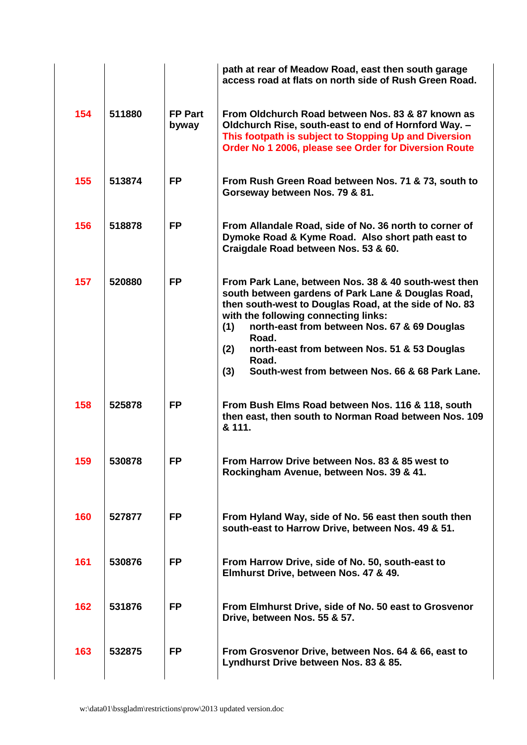| | | | |
|---|---|---|---|
| | | | path at rear of Meadow Road, east then south garage access road at flats on north side of Rush Green Road. |
| 154 | 511880 | FP Part byway | From Oldchurch Road between Nos. 83 & 87 known as Oldchurch Rise, south-east to end of Hornford Way. – This footpath is subject to Stopping Up and Diversion Order No 1 2006, please see Order for Diversion Route |
| 155 | 513874 | FP | From Rush Green Road between Nos. 71 & 73, south to Gorseway between Nos. 79 & 81. |
| 156 | 518878 | FP | From Allandale Road, side of No. 36 north to corner of Dymoke Road & Kyme Road. Also short path east to Craigdale Road between Nos. 53 & 60. |
| 157 | 520880 | FP | From Park Lane, between Nos. 38 & 40 south-west then south between gardens of Park Lane & Douglas Road, then south-west to Douglas Road, at the side of No. 83 with the following connecting links:<br>(1) north-east from between Nos. 67 & 69 Douglas Road.<br>(2) north-east from between Nos. 51 & 53 Douglas Road.<br>(3) South-west from between Nos. 66 & 68 Park Lane. |
| 158 | 525878 | FP | From Bush Elms Road between Nos. 116 & 118, south then east, then south to Norman Road between Nos. 109 & 111. |
| 159 | 530878 | FP | From Harrow Drive between Nos. 83 & 85 west to Rockingham Avenue, between Nos. 39 & 41. |
| 160 | 527877 | FP | From Hyland Way, side of No. 56 east then south then south-east to Harrow Drive, between Nos. 49 & 51. |
| 161 | 530876 | FP | From Harrow Drive, side of No. 50, south-east to Elmhurst Drive, between Nos. 47 & 49. |
| 162 | 531876 | FP | From Elmhurst Drive, side of No. 50 east to Grosvenor Drive, between Nos. 55 & 57. |
| 163 | 532875 | FP | From Grosvenor Drive, between Nos. 64 & 66, east to Lyndhurst Drive between Nos. 83 & 85. |

w:\data01\bssgladm\restrictions\prow\2013 updated version.doc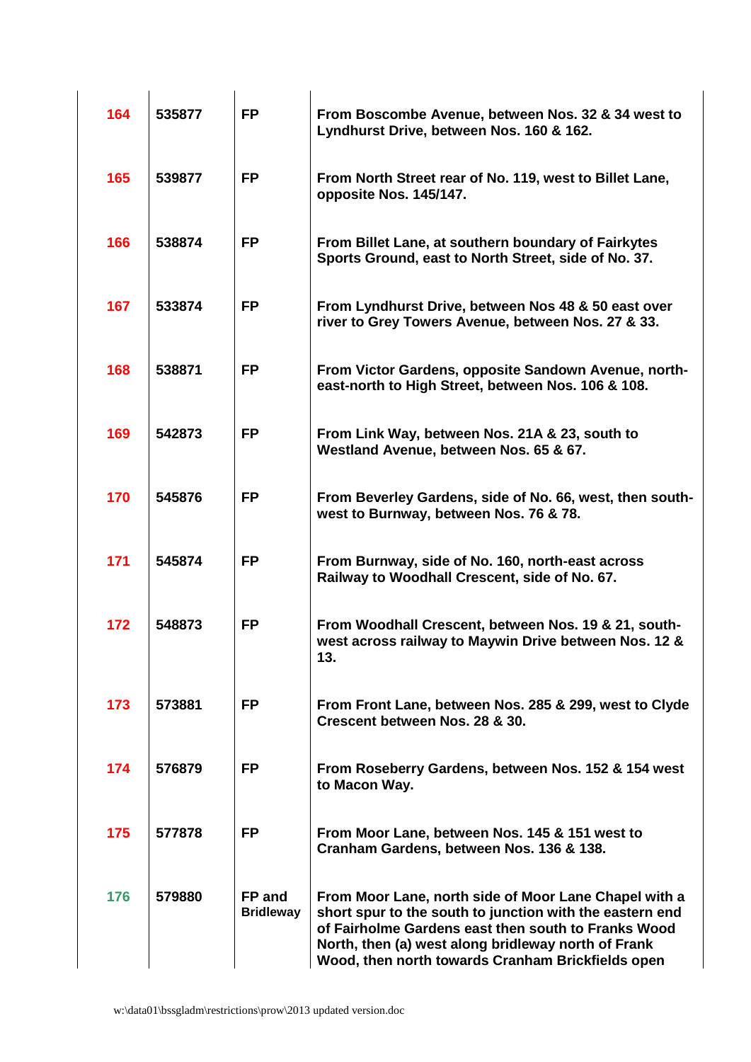| | | | |
|---|---|---|---|
| **164** | **535877** | **FP** | **From Boscombe Avenue, between Nos. 32 & 34 west to Lyndhurst Drive, between Nos. 160 & 162.** |
| **165** | **539877** | **FP** | **From North Street rear of No. 119, west to Billet Lane, opposite Nos. 145/147.** |
| **166** | **538874** | **FP** | **From Billet Lane, at southern boundary of Fairkytes Sports Ground, east to North Street, side of No. 37.** |
| **167** | **533874** | **FP** | **From Lyndhurst Drive, between Nos 48 & 50 east over river to Grey Towers Avenue, between Nos. 27 & 33.** |
| **168** | **538871** | **FP** | **From Victor Gardens, opposite Sandown Avenue, north-east-north to High Street, between Nos. 106 & 108.** |
| **169** | **542873** | **FP** | **From Link Way, between Nos. 21A & 23, south to Westland Avenue, between Nos. 65 & 67.** |
| **170** | **545876** | **FP** | **From Beverley Gardens, side of No. 66, west, then south-west to Burnway, between Nos. 76 & 78.** |
| **171** | **545874** | **FP** | **From Burnway, side of No. 160, north-east across Railway to Woodhall Crescent, side of No. 67.** |
| **172** | **548873** | **FP** | **From Woodhall Crescent, between Nos. 19 & 21, south-west across railway to Maywin Drive between Nos. 12 & 13.** |
| **173** | **573881** | **FP** | **From Front Lane, between Nos. 285 & 299, west to Clyde Crescent between Nos. 28 & 30.** |
| **174** | **576879** | **FP** | **From Roseberry Gardens, between Nos. 152 & 154 west to Macon Way.** |
| **175** | **577878** | **FP** | **From Moor Lane, between Nos. 145 & 151 west to Cranham Gardens, between Nos. 136 & 138.** |
| **176** | **579880** | **FP and Bridleway** | **From Moor Lane, north side of Moor Lane Chapel with a short spur to the south to junction with the eastern end of Fairholme Gardens east then south to Franks Wood North, then (a) west along bridleway north of Frank Wood, then north towards Cranham Brickfields open** |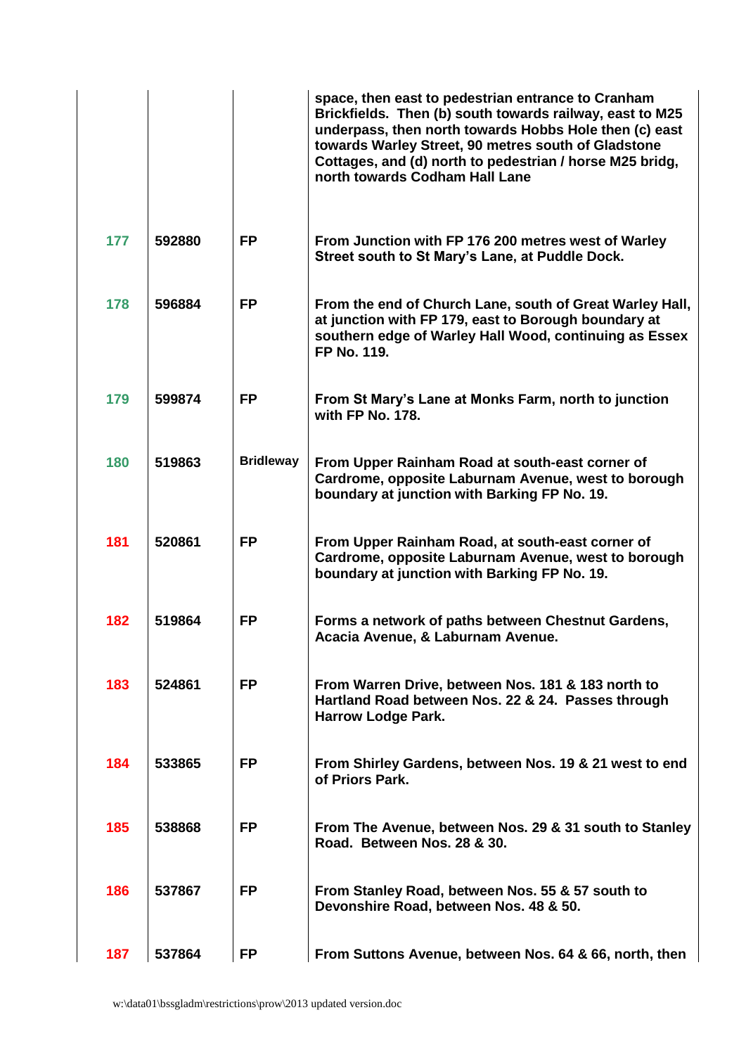| | | | |
|---|---|---|---|
| | | | space, then east to pedestrian entrance to Cranham Brickfields. Then (b) south towards railway, east to M25 underpass, then north towards Hobbs Hole then (c) east towards Warley Street, 90 metres south of Gladstone Cottages, and (d) north to pedestrian / horse M25 bridg, north towards Codham Hall Lane |
| 177 | 592880 | FP | From Junction with FP 176 200 metres west of Warley Street south to St Mary's Lane, at Puddle Dock. |
| 178 | 596884 | FP | From the end of Church Lane, south of Great Warley Hall, at junction with FP 179, east to Borough boundary at southern edge of Warley Hall Wood, continuing as Essex FP No. 119. |
| 179 | 599874 | FP | From St Mary's Lane at Monks Farm, north to junction with FP No. 178. |
| 180 | 519863 | Bridleway | From Upper Rainham Road at south-east corner of Cardrome, opposite Laburnam Avenue, west to borough boundary at junction with Barking FP No. 19. |
| 181 | 520861 | FP | From Upper Rainham Road, at south-east corner of Cardrome, opposite Laburnam Avenue, west to borough boundary at junction with Barking FP No. 19. |
| 182 | 519864 | FP | Forms a network of paths between Chestnut Gardens, Acacia Avenue, & Laburnam Avenue. |
| 183 | 524861 | FP | From Warren Drive, between Nos. 181 & 183 north to Hartland Road between Nos. 22 & 24. Passes through Harrow Lodge Park. |
| 184 | 533865 | FP | From Shirley Gardens, between Nos. 19 & 21 west to end of Priors Park. |
| 185 | 538868 | FP | From The Avenue, between Nos. 29 & 31 south to Stanley Road. Between Nos. 28 & 30. |
| 186 | 537867 | FP | From Stanley Road, between Nos. 55 & 57 south to Devonshire Road, between Nos. 48 & 50. |
| 187 | 537864 | FP | From Suttons Avenue, between Nos. 64 & 66, north, then |

w:\data01\bssgladm\restrictions\prow\2013 updated version.doc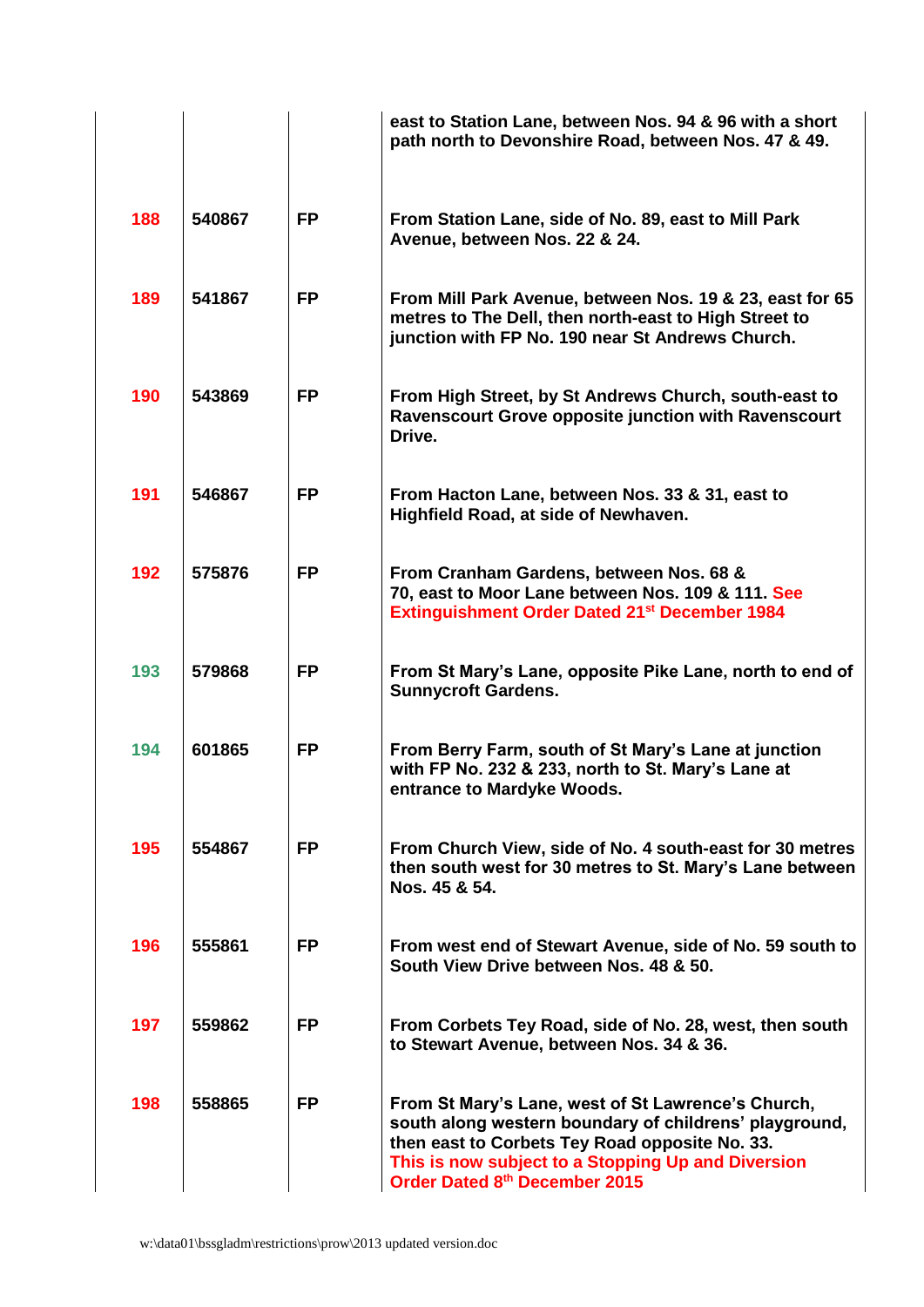| | | | |
|---|---|---|---|
| | | | **east to Station Lane, between Nos. 94 & 96 with a short path north to Devonshire Road, between Nos. 47 & 49.** |
| **188** | **540867** | **FP** | **From Station Lane, side of No. 89, east to Mill Park Avenue, between Nos. 22 & 24.** |
| **189** | **541867** | **FP** | **From Mill Park Avenue, between Nos. 19 & 23, east for 65 metres to The Dell, then north-east to High Street to junction with FP No. 190 near St Andrews Church.** |
| **190** | **543869** | **FP** | **From High Street, by St Andrews Church, south-east to Ravenscourt Grove opposite junction with Ravenscourt Drive.** |
| **191** | **546867** | **FP** | **From Hacton Lane, between Nos. 33 & 31, east to Highfield Road, at side of Newhaven.** |
| **192** | **575876** | **FP** | **From Cranham Gardens, between Nos. 68 & 70, east to Moor Lane between Nos. 109 & 111. See Extinguishment Order Dated 21st December 1984** |
| **193** | **579868** | **FP** | **From St Mary's Lane, opposite Pike Lane, north to end of Sunnycroft Gardens.** |
| **194** | **601865** | **FP** | **From Berry Farm, south of St Mary's Lane at junction with FP No. 232 & 233, north to St. Mary's Lane at entrance to Mardyke Woods.** |
| **195** | **554867** | **FP** | **From Church View, side of No. 4 south-east for 30 metres then south west for 30 metres to St. Mary's Lane between Nos. 45 & 54.** |
| **196** | **555861** | **FP** | **From west end of Stewart Avenue, side of No. 59 south to South View Drive between Nos. 48 & 50.** |
| **197** | **559862** | **FP** | **From Corbets Tey Road, side of No. 28, west, then south to Stewart Avenue, between Nos. 34 & 36.** |
| **198** | **558865** | **FP** | **From St Mary's Lane, west of St Lawrence's Church, south along western boundary of childrens' playground, then east to Corbets Tey Road opposite No. 33. This is now subject to a Stopping Up and Diversion Order Dated 8th December 2015** |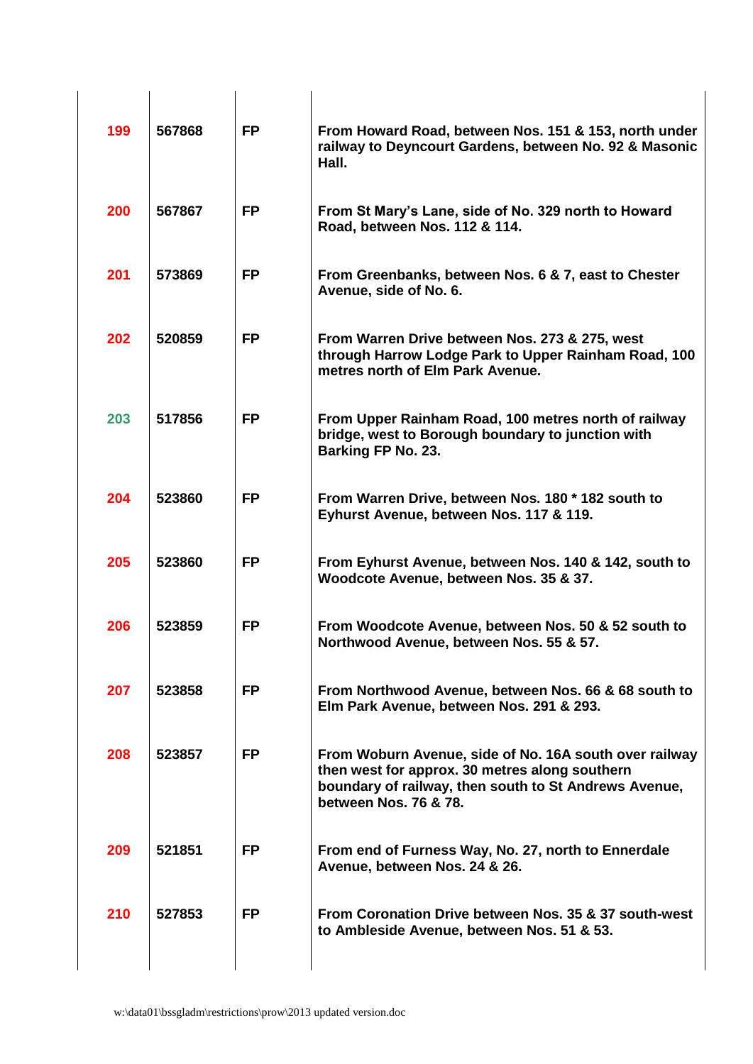| | | | |
|---|---|---|---|
| **199** | **567868** | **FP** | **From Howard Road, between Nos. 151 & 153, north under railway to Deyncourt Gardens, between No. 92 & Masonic Hall.** |
| **200** | **567867** | **FP** | **From St Mary's Lane, side of No. 329 north to Howard Road, between Nos. 112 & 114.** |
| **201** | **573869** | **FP** | **From Greenbanks, between Nos. 6 & 7, east to Chester Avenue, side of No. 6.** |
| **202** | **520859** | **FP** | **From Warren Drive between Nos. 273 & 275, west through Harrow Lodge Park to Upper Rainham Road, 100 metres north of Elm Park Avenue.** |
| **203** | **517856** | **FP** | **From Upper Rainham Road, 100 metres north of railway bridge, west to Borough boundary to junction with Barking FP No. 23.** |
| **204** | **523860** | **FP** | **From Warren Drive, between Nos. 180 * 182 south to Eyhurst Avenue, between Nos. 117 & 119.** |
| **205** | **523860** | **FP** | **From Eyhurst Avenue, between Nos. 140 & 142, south to Woodcote Avenue, between Nos. 35 & 37.** |
| **206** | **523859** | **FP** | **From Woodcote Avenue, between Nos. 50 & 52 south to Northwood Avenue, between Nos. 55 & 57.** |
| **207** | **523858** | **FP** | **From Northwood Avenue, between Nos. 66 & 68 south to Elm Park Avenue, between Nos. 291 & 293.** |
| **208** | **523857** | **FP** | **From Woburn Avenue, side of No. 16A south over railway then west for approx. 30 metres along southern boundary of railway, then south to St Andrews Avenue, between Nos. 76 & 78.** |
| **209** | **521851** | **FP** | **From end of Furness Way, No. 27, north to Ennerdale Avenue, between Nos. 24 & 26.** |
| **210** | **527853** | **FP** | **From Coronation Drive between Nos. 35 & 37 south-west to Ambleside Avenue, between Nos. 51 & 53.** |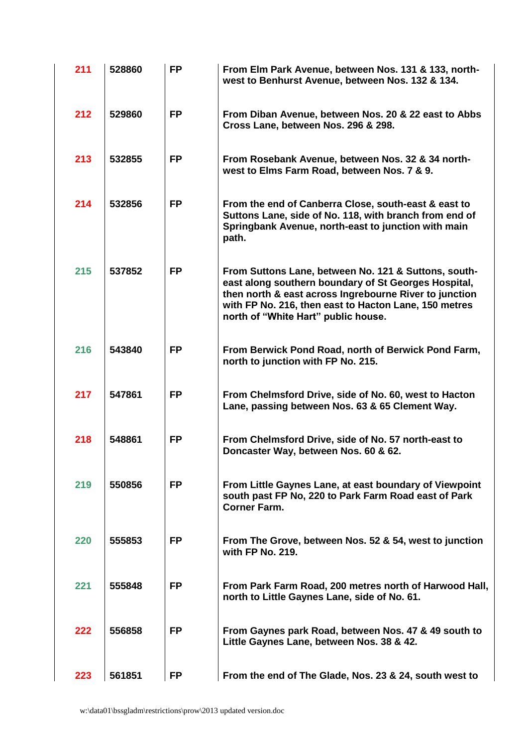| | | | |
|---|---|---|---|
| 211 | 528860 | FP | From Elm Park Avenue, between Nos. 131 & 133, north-west to Benhurst Avenue, between Nos. 132 & 134. |
| 212 | 529860 | FP | From Diban Avenue, between Nos. 20 & 22 east to Abbs Cross Lane, between Nos. 296 & 298. |
| 213 | 532855 | FP | From Rosebank Avenue, between Nos. 32 & 34 north-west to Elms Farm Road, between Nos. 7 & 9. |
| 214 | 532856 | FP | From the end of Canberra Close, south-east & east to Suttons Lane, side of No. 118, with branch from end of Springbank Avenue, north-east to junction with main path. |
| 215 | 537852 | FP | From Suttons Lane, between No. 121 & Suttons, south-east along southern boundary of St Georges Hospital, then north & east across Ingrebourne River to junction with FP No. 216, then east to Hacton Lane, 150 metres north of "White Hart" public house. |
| 216 | 543840 | FP | From Berwick Pond Road, north of Berwick Pond Farm, north to junction with FP No. 215. |
| 217 | 547861 | FP | From Chelmsford Drive, side of No. 60, west to Hacton Lane, passing between Nos. 63 & 65 Clement Way. |
| 218 | 548861 | FP | From Chelmsford Drive, side of No. 57 north-east to Doncaster Way, between Nos. 60 & 62. |
| 219 | 550856 | FP | From Little Gaynes Lane, at east boundary of Viewpoint south past FP No, 220 to Park Farm Road east of Park Corner Farm. |
| 220 | 555853 | FP | From The Grove, between Nos. 52 & 54, west to junction with FP No. 219. |
| 221 | 555848 | FP | From Park Farm Road, 200 metres north of Harwood Hall, north to Little Gaynes Lane, side of No. 61. |
| 222 | 556858 | FP | From Gaynes park Road, between Nos. 47 & 49 south to Little Gaynes Lane, between Nos. 38 & 42. |
| 223 | 561851 | FP | From the end of The Glade, Nos. 23 & 24, south west to |

w:\data01\bssgladm\restrictions\prow\2013 updated version.doc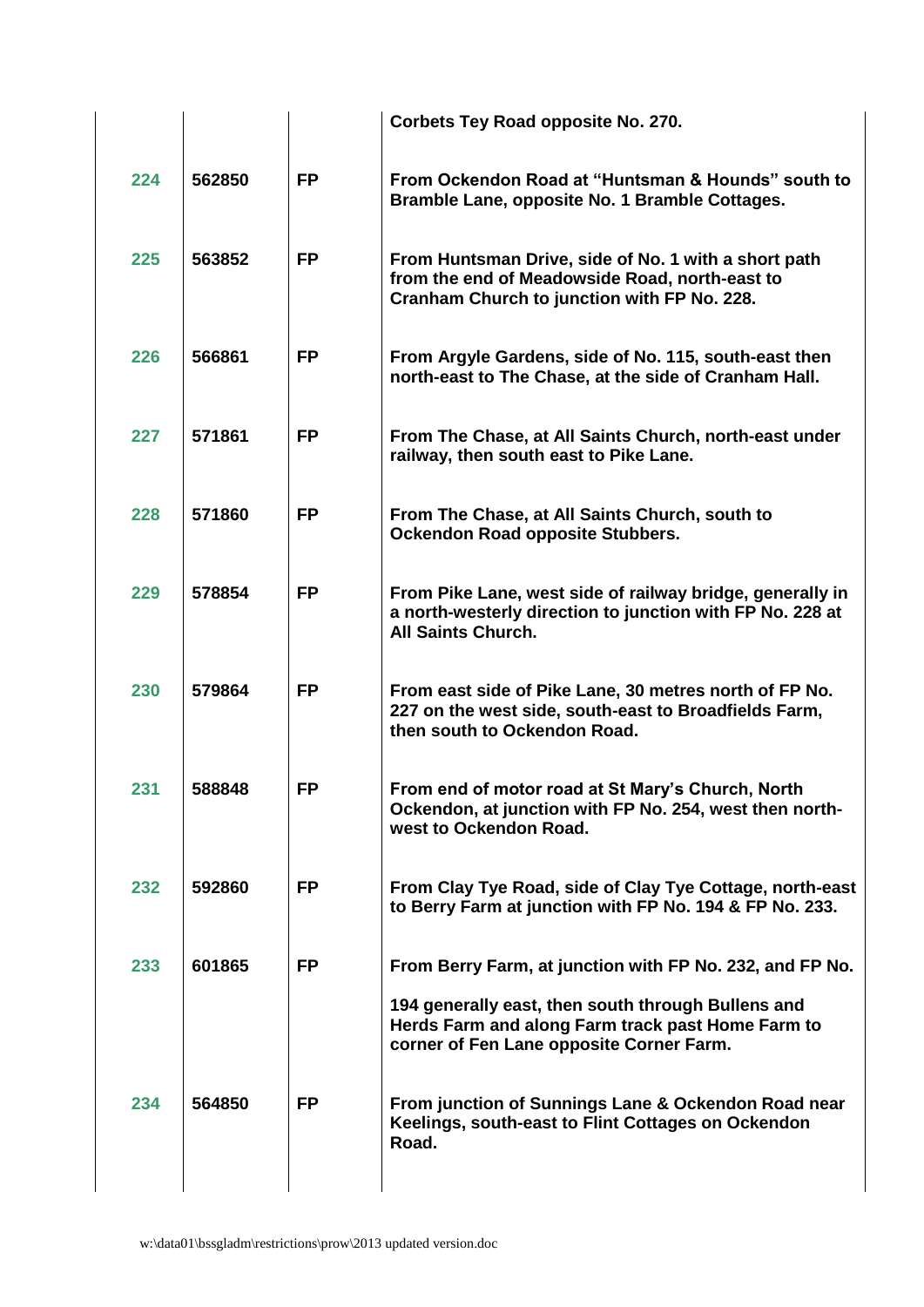|  |  |  | Corbets Tey Road opposite No. 270. |
|---|---|---|---|
| 224 | 562850 | FP | From Ockendon Road at "Huntsman & Hounds" south to Bramble Lane, opposite No. 1 Bramble Cottages. |
| 225 | 563852 | FP | From Huntsman Drive, side of No. 1 with a short path from the end of Meadowside Road, north-east to Cranham Church to junction with FP No. 228. |
| 226 | 566861 | FP | From Argyle Gardens, side of No. 115, south-east then north-east to The Chase, at the side of Cranham Hall. |
| 227 | 571861 | FP | From The Chase, at All Saints Church, north-east under railway, then south east to Pike Lane. |
| 228 | 571860 | FP | From The Chase, at All Saints Church, south to Ockendon Road opposite Stubbers. |
| 229 | 578854 | FP | From Pike Lane, west side of railway bridge, generally in a north-westerly direction to junction with FP No. 228 at All Saints Church. |
| 230 | 579864 | FP | From east side of Pike Lane, 30 metres north of FP No. 227 on the west side, south-east to Broadfields Farm, then south to Ockendon Road. |
| 231 | 588848 | FP | From end of motor road at St Mary's Church, North Ockendon, at junction with FP No. 254, west then north-west to Ockendon Road. |
| 232 | 592860 | FP | From Clay Tye Road, side of Clay Tye Cottage, north-east to Berry Farm at junction with FP No. 194 & FP No. 233. |
| 233 | 601865 | FP | From Berry Farm, at junction with FP No. 232, and FP No. 194 generally east, then south through Bullens and Herds Farm and along Farm track past Home Farm to corner of Fen Lane opposite Corner Farm. |
| 234 | 564850 | FP | From junction of Sunnings Lane & Ockendon Road near Keelings, south-east to Flint Cottages on Ockendon Road. |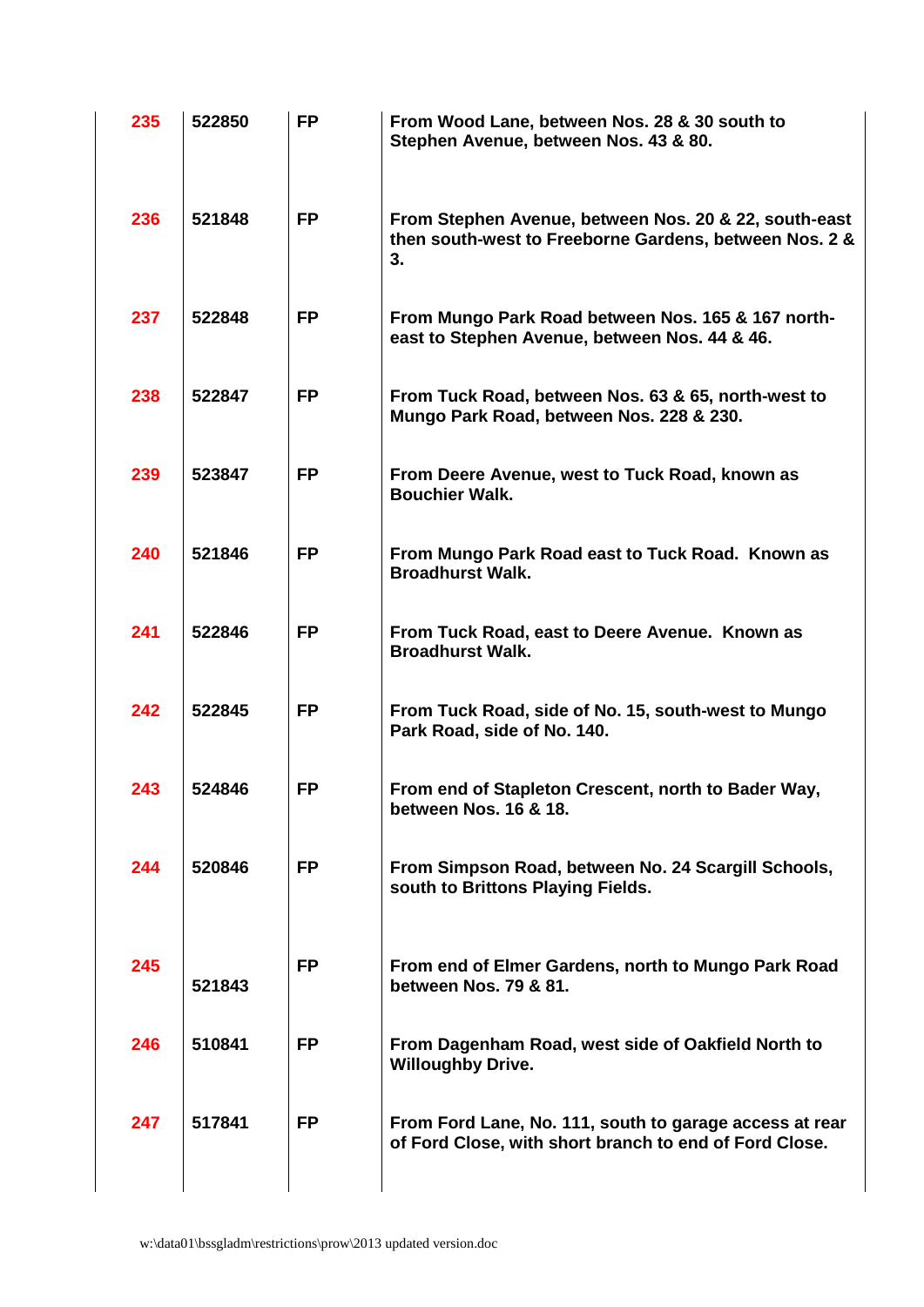| | | | |
|---|---|---|---|
| **235** | **522850** | **FP** | **From Wood Lane, between Nos. 28 & 30 south to Stephen Avenue, between Nos. 43 & 80.** |
| **236** | **521848** | **FP** | **From Stephen Avenue, between Nos. 20 & 22, south-east then south-west to Freeborne Gardens, between Nos. 2 & 3.** |
| **237** | **522848** | **FP** | **From Mungo Park Road between Nos. 165 & 167 north-east to Stephen Avenue, between Nos. 44 & 46.** |
| **238** | **522847** | **FP** | **From Tuck Road, between Nos. 63 & 65, north-west to Mungo Park Road, between Nos. 228 & 230.** |
| **239** | **523847** | **FP** | **From Deere Avenue, west to Tuck Road, known as Bouchier Walk.** |
| **240** | **521846** | **FP** | **From Mungo Park Road east to Tuck Road. Known as Broadhurst Walk.** |
| **241** | **522846** | **FP** | **From Tuck Road, east to Deere Avenue. Known as Broadhurst Walk.** |
| **242** | **522845** | **FP** | **From Tuck Road, side of No. 15, south-west to Mungo Park Road, side of No. 140.** |
| **243** | **524846** | **FP** | **From end of Stapleton Crescent, north to Bader Way, between Nos. 16 & 18.** |
| **244** | **520846** | **FP** | **From Simpson Road, between No. 24 Scargill Schools, south to Brittons Playing Fields.** |
| **245** | **521843** | **FP** | **From end of Elmer Gardens, north to Mungo Park Road between Nos. 79 & 81.** |
| **246** | **510841** | **FP** | **From Dagenham Road, west side of Oakfield North to Willoughby Drive.** |
| **247** | **517841** | **FP** | **From Ford Lane, No. 111, south to garage access at rear of Ford Close, with short branch to end of Ford Close.** |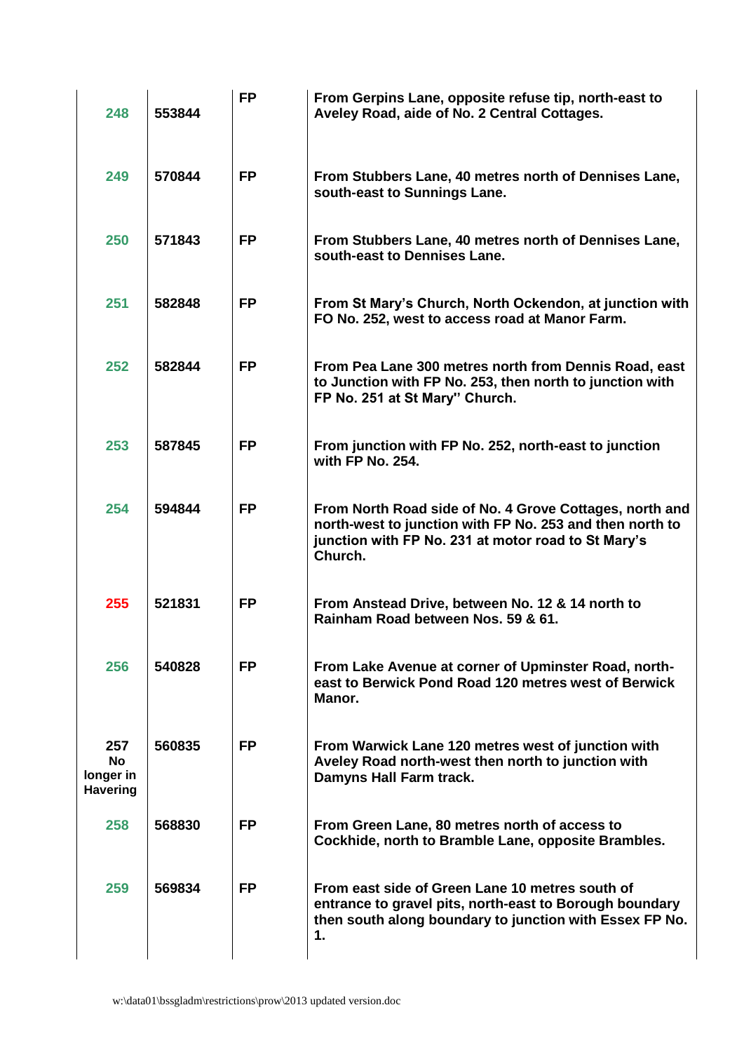| | | | |
|---|---|---|---|
| **248** | **553844** | **FP** | **From Gerpins Lane, opposite refuse tip, north-east to Aveley Road, aide of No. 2 Central Cottages.** |
| **249** | **570844** | **FP** | **From Stubbers Lane, 40 metres north of Dennises Lane, south-east to Sunnings Lane.** |
| **250** | **571843** | **FP** | **From Stubbers Lane, 40 metres north of Dennises Lane, south-east to Dennises Lane.** |
| **251** | **582848** | **FP** | **From St Mary's Church, North Ockendon, at junction with FO No. 252, west to access road at Manor Farm.** |
| **252** | **582844** | **FP** | **From Pea Lane 300 metres north from Dennis Road, east to Junction with FP No. 253, then north to junction with FP No. 251 at St Mary'' Church.** |
| **253** | **587845** | **FP** | **From junction with FP No. 252, north-east to junction with FP No. 254.** |
| **254** | **594844** | **FP** | **From North Road side of No. 4 Grove Cottages, north and north-west to junction with FP No. 253 and then north to junction with FP No. 231 at motor road to St Mary's Church.** |
| **255** | **521831** | **FP** | **From Anstead Drive, between No. 12 & 14 north to Rainham Road between Nos. 59 & 61.** |
| **256** | **540828** | **FP** | **From Lake Avenue at corner of Upminster Road, north-east to Berwick Pond Road 120 metres west of Berwick Manor.** |
| **257 No longer in Havering** | **560835** | **FP** | **From Warwick Lane 120 metres west of junction with Aveley Road north-west then north to junction with Damyns Hall Farm track.** |
| **258** | **568830** | **FP** | **From Green Lane, 80 metres north of access to Cockhide, north to Bramble Lane, opposite Brambles.** |
| **259** | **569834** | **FP** | **From east side of Green Lane 10 metres south of entrance to gravel pits, north-east to Borough boundary then south along boundary to junction with Essex FP No. 1.** |

w:\data01\bssgladm\restrictions\prow\2013 updated version.doc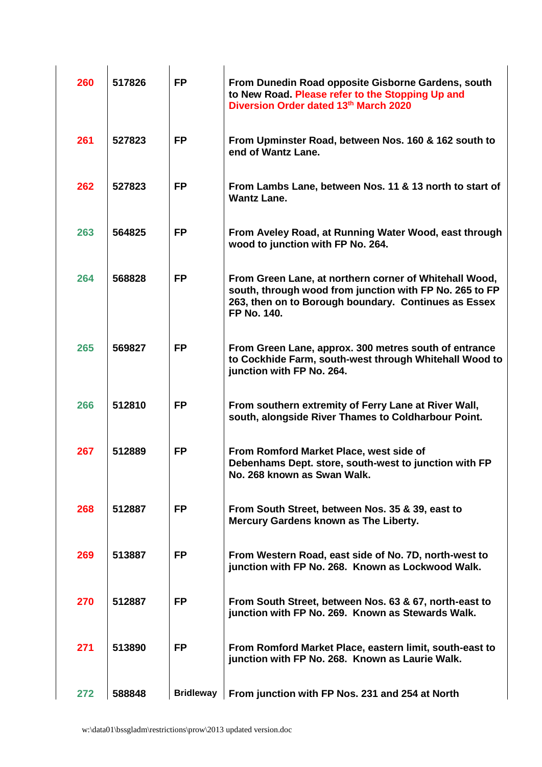| | | | |
|---|---|---|---|
| 260 | 517826 | FP | From Dunedin Road opposite Gisborne Gardens, south to New Road. Please refer to the Stopping Up and Diversion Order dated 13th March 2020 |
| 261 | 527823 | FP | From Upminster Road, between Nos. 160 & 162 south to end of Wantz Lane. |
| 262 | 527823 | FP | From Lambs Lane, between Nos. 11 & 13 north to start of Wantz Lane. |
| 263 | 564825 | FP | From Aveley Road, at Running Water Wood, east through wood to junction with FP No. 264. |
| 264 | 568828 | FP | From Green Lane, at northern corner of Whitehall Wood, south, through wood from junction with FP No. 265 to FP 263, then on to Borough boundary. Continues as Essex FP No. 140. |
| 265 | 569827 | FP | From Green Lane, approx. 300 metres south of entrance to Cockhide Farm, south-west through Whitehall Wood to junction with FP No. 264. |
| 266 | 512810 | FP | From southern extremity of Ferry Lane at River Wall, south, alongside River Thames to Coldharbour Point. |
| 267 | 512889 | FP | From Romford Market Place, west side of Debenhams Dept. store, south-west to junction with FP No. 268 known as Swan Walk. |
| 268 | 512887 | FP | From South Street, between Nos. 35 & 39, east to Mercury Gardens known as The Liberty. |
| 269 | 513887 | FP | From Western Road, east side of No. 7D, north-west to junction with FP No. 268. Known as Lockwood Walk. |
| 270 | 512887 | FP | From South Street, between Nos. 63 & 67, north-east to junction with FP No. 269. Known as Stewards Walk. |
| 271 | 513890 | FP | From Romford Market Place, eastern limit, south-east to junction with FP No. 268. Known as Laurie Walk. |
| 272 | 588848 | Bridleway | From junction with FP Nos. 231 and 254 at North |

w:\data01\bssgladm\restrictions\prow\2013 updated version.doc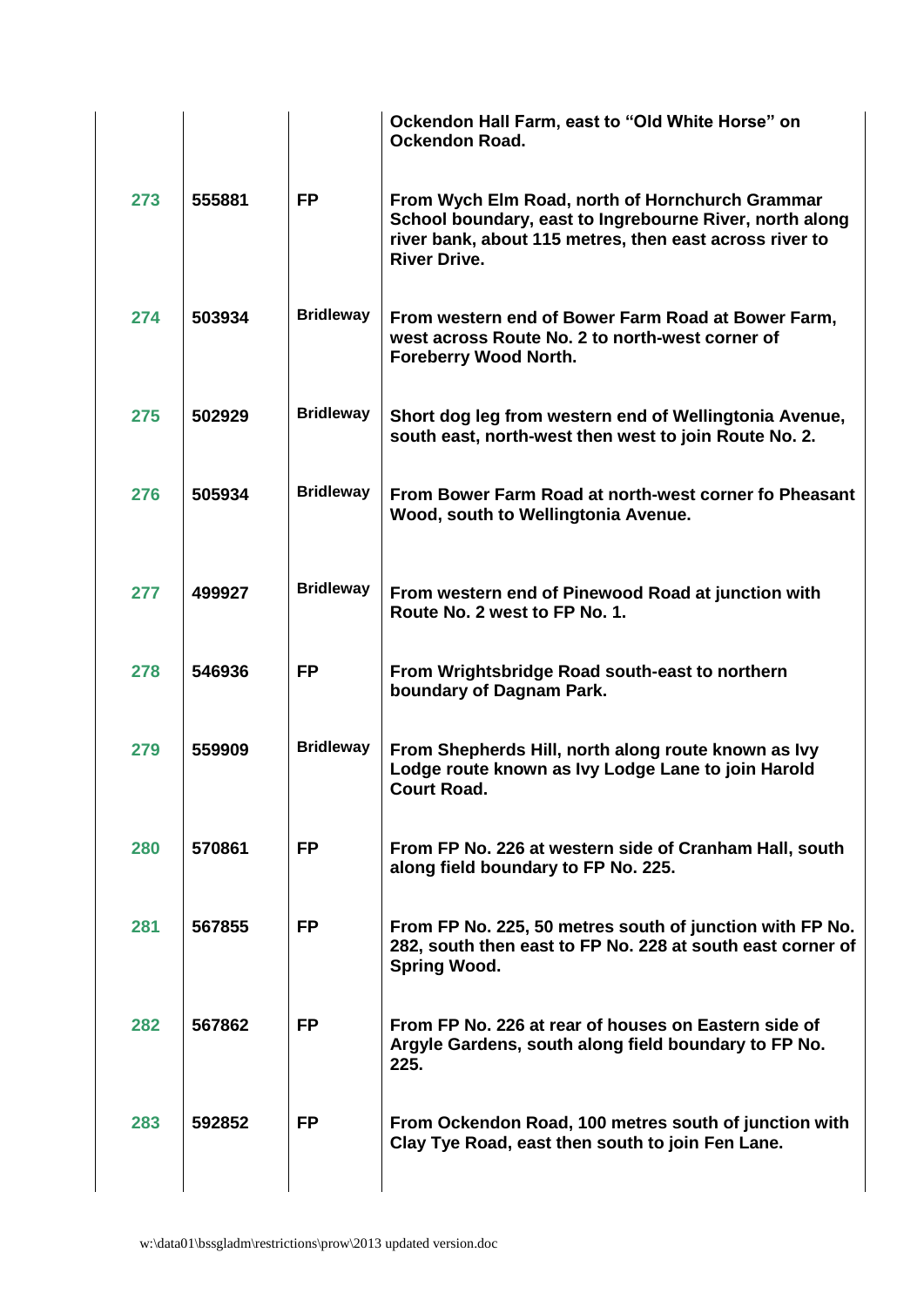| | | | |
|---|---|---|---|
| | | | **Ockendon Hall Farm, east to "Old White Horse" on Ockendon Road.** |
| **273** | **555881** | **FP** | **From Wych Elm Road, north of Hornchurch Grammar School boundary, east to Ingrebourne River, north along river bank, about 115 metres, then east across river to River Drive.** |
| **274** | **503934** | **Bridleway** | **From western end of Bower Farm Road at Bower Farm, west across Route No. 2 to north-west corner of Foreberry Wood North.** |
| **275** | **502929** | **Bridleway** | **Short dog leg from western end of Wellingtonia Avenue, south east, north-west then west to join Route No. 2.** |
| **276** | **505934** | **Bridleway** | **From Bower Farm Road at north-west corner fo Pheasant Wood, south to Wellingtonia Avenue.** |
| **277** | **499927** | **Bridleway** | **From western end of Pinewood Road at junction with Route No. 2 west to FP No. 1.** |
| **278** | **546936** | **FP** | **From Wrightsbridge Road south-east to northern boundary of Dagnam Park.** |
| **279** | **559909** | **Bridleway** | **From Shepherds Hill, north along route known as Ivy Lodge route known as Ivy Lodge Lane to join Harold Court Road.** |
| **280** | **570861** | **FP** | **From FP No. 226 at western side of Cranham Hall, south along field boundary to FP No. 225.** |
| **281** | **567855** | **FP** | **From FP No. 225, 50 metres south of junction with FP No. 282, south then east to FP No. 228 at south east corner of Spring Wood.** |
| **282** | **567862** | **FP** | **From FP No. 226 at rear of houses on Eastern side of Argyle Gardens, south along field boundary to FP No. 225.** |
| **283** | **592852** | **FP** | **From Ockendon Road, 100 metres south of junction with Clay Tye Road, east then south to join Fen Lane.** |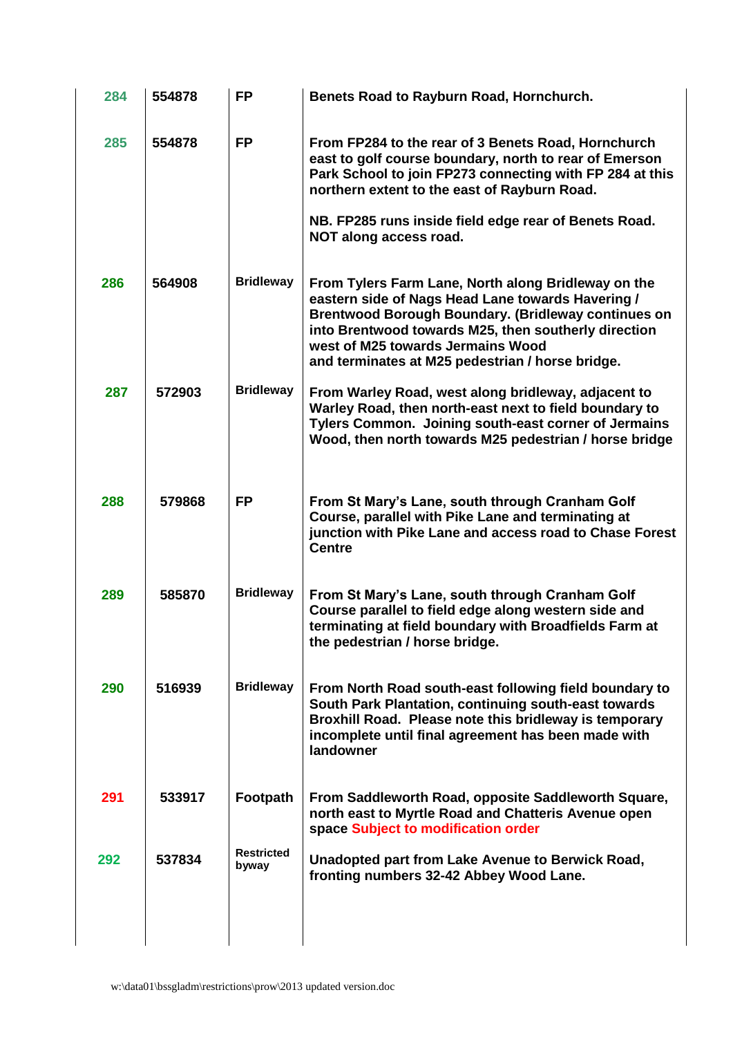| | | | |
|---|---|---|---|
| 284 | 554878 | FP | Benets Road to Rayburn Road, Hornchurch. |
| 285 | 554878 | FP | From FP284 to the rear of 3 Benets Road, Hornchurch east to golf course boundary, north to rear of Emerson Park School to join FP273 connecting with FP 284 at this northern extent to the east of Rayburn Road.<br><br>NB. FP285 runs inside field edge rear of Benets Road. NOT along access road. |
| 286 | 564908 | Bridleway | From Tylers Farm Lane, North along Bridleway on the eastern side of Nags Head Lane towards Havering / Brentwood Borough Boundary. (Bridleway continues on into Brentwood towards M25, then southerly direction west of M25 towards Jermains Wood and terminates at M25 pedestrian / horse bridge. |
| 287 | 572903 | Bridleway | From Warley Road, west along bridleway, adjacent to Warley Road, then north-east next to field boundary to Tylers Common. Joining south-east corner of Jermains Wood, then north towards M25 pedestrian / horse bridge |
| 288 | 579868 | FP | From St Mary's Lane, south through Cranham Golf Course, parallel with Pike Lane and terminating at junction with Pike Lane and access road to Chase Forest Centre |
| 289 | 585870 | Bridleway | From St Mary's Lane, south through Cranham Golf Course parallel to field edge along western side and terminating at field boundary with Broadfields Farm at the pedestrian / horse bridge. |
| 290 | 516939 | Bridleway | From North Road south-east following field boundary to South Park Plantation, continuing south-east towards Broxhill Road. Please note this bridleway is temporary incomplete until final agreement has been made with landowner |
| 291 | 533917 | Footpath | From Saddleworth Road, opposite Saddleworth Square, north east to Myrtle Road and Chatteris Avenue open space Subject to modification order |
| 292 | 537834 | Restricted byway | Unadopted part from Lake Avenue to Berwick Road, fronting numbers 32-42 Abbey Wood Lane. |

w:\data01\bssgladm\restrictions\prow\2013 updated version.doc